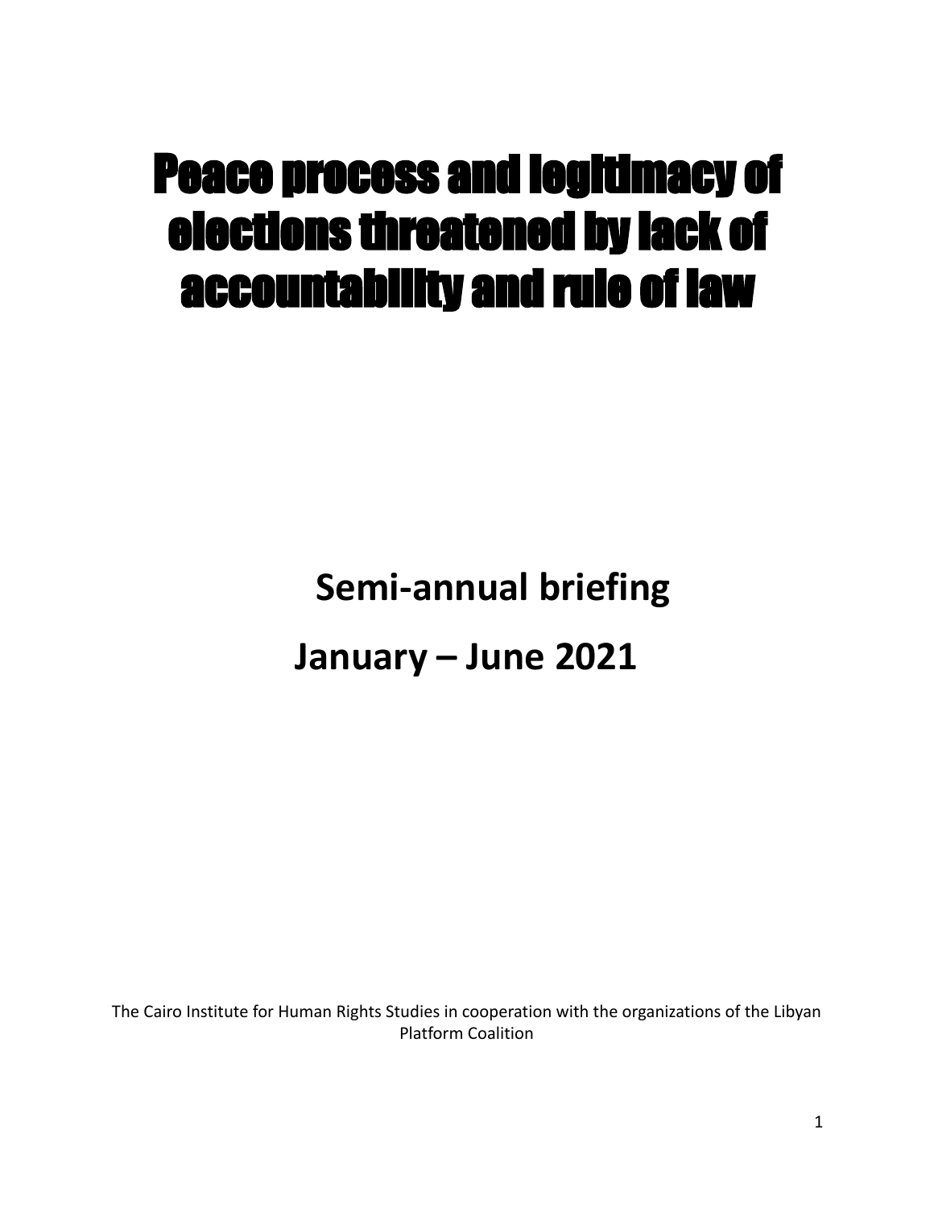# Peace process and legitimacy of elections threatened by lack of accountability and rule of law

## Semi-annual briefing

## January – June 2021

The Cairo Institute for Human Rights Studies in cooperation with the organizations of the Libyan Platform Coalition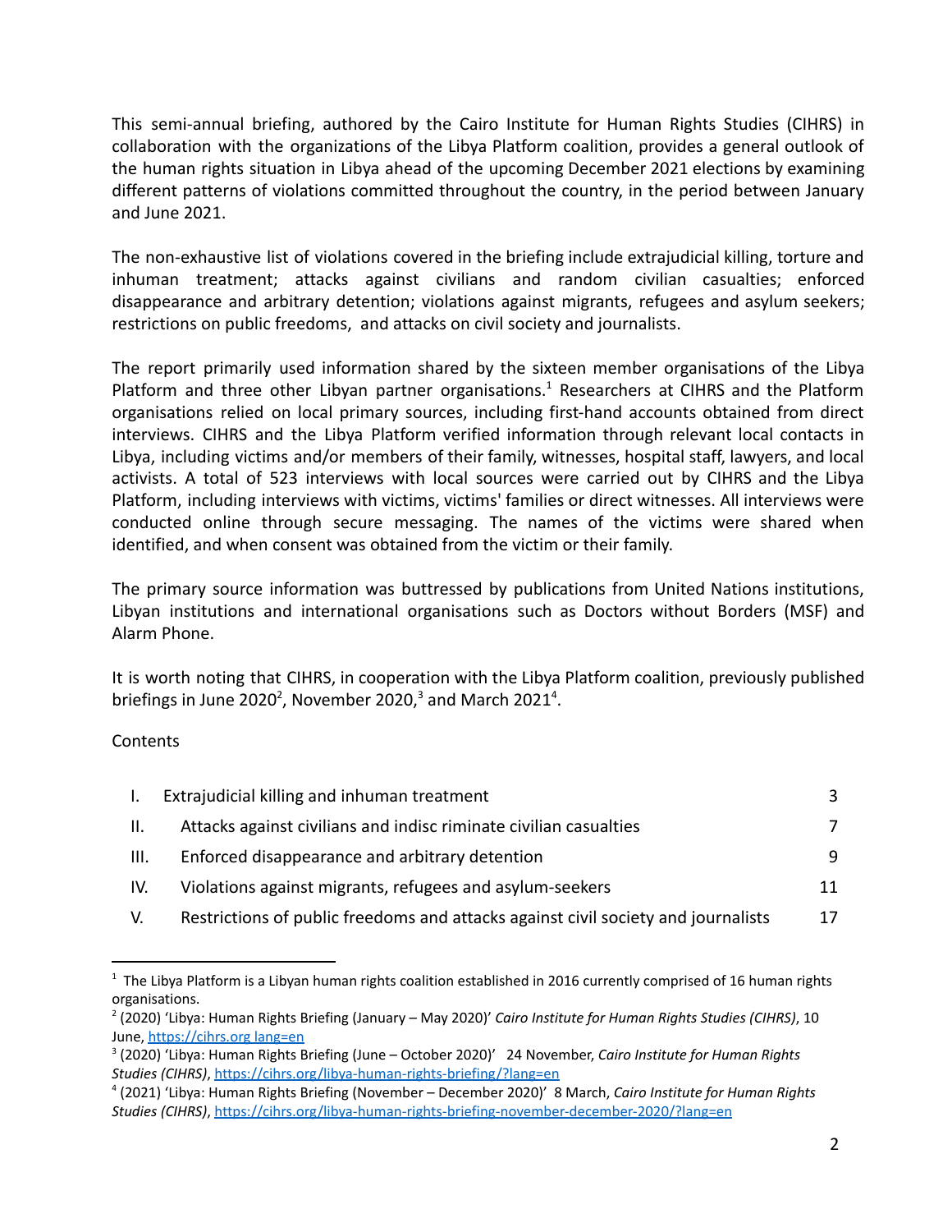This semi-annual briefing, authored by the Cairo Institute for Human Rights Studies (CIHRS) in collaboration with the organizations of the Libya Platform coalition, provides a general outlook of the human rights situation in Libya ahead of the upcoming December 2021 elections by examining different patterns of violations committed throughout the country, in the period between January and June 2021.

The non-exhaustive list of violations covered in the briefing include extrajudicial killing, torture and inhuman treatment; attacks against civilians and random civilian casualties; enforced disappearance and arbitrary detention; violations against migrants, refugees and asylum seekers; restrictions on public freedoms, and attacks on civil society and journalists.

The report primarily used information shared by the sixteen member organisations of the Libya Platform and three other Libyan partner organisations.[1] Researchers at CIHRS and the Platform organisations relied on local primary sources, including first-hand accounts obtained from direct interviews. CIHRS and the Libya Platform verified information through relevant local contacts in Libya, including victims and/or members of their family, witnesses, hospital staff, lawyers, and local activists. A total of 523 interviews with local sources were carried out by CIHRS and the Libya Platform, including interviews with victims, victims' families or direct witnesses. All interviews were conducted online through secure messaging. The names of the victims were shared when identified, and when consent was obtained from the victim or their family.

The primary source information was buttressed by publications from United Nations institutions, Libyan institutions and international organisations such as Doctors without Borders (MSF) and Alarm Phone.

It is worth noting that CIHRS, in cooperation with the Libya Platform coalition, previously published briefings in June 2020[2], November 2020,[3] and March 2021[4].

Contents

| | | |
|---|---|---|
| I. | Extrajudicial killing and inhuman treatment | 3 |
| II. | Attacks against civilians and indisc riminate civilian casualties | 7 |
| III. | Enforced disappearance and arbitrary detention | 9 |
| IV. | Violations against migrants, refugees and asylum-seekers | 11 |
| V. | Restrictions of public freedoms and attacks against civil society and journalists | 17 |

---

[1] The Libya Platform is a Libyan human rights coalition established in 2016 currently comprised of 16 human rights organisations.

[2] (2020) 'Libya: Human Rights Briefing (January – May 2020)' *Cairo Institute for Human Rights Studies (CIHRS)*, 10 June, https://cihrs.org lang=en

[3] (2020) 'Libya: Human Rights Briefing (June – October 2020)' 24 November, *Cairo Institute for Human Rights Studies (CIHRS)*, https://cihrs.org/libya-human-rights-briefing/?lang=en

[4] (2021) 'Libya: Human Rights Briefing (November – December 2020)' 8 March, *Cairo Institute for Human Rights Studies (CIHRS)*, https://cihrs.org/libya-human-rights-briefing-november-december-2020/?lang=en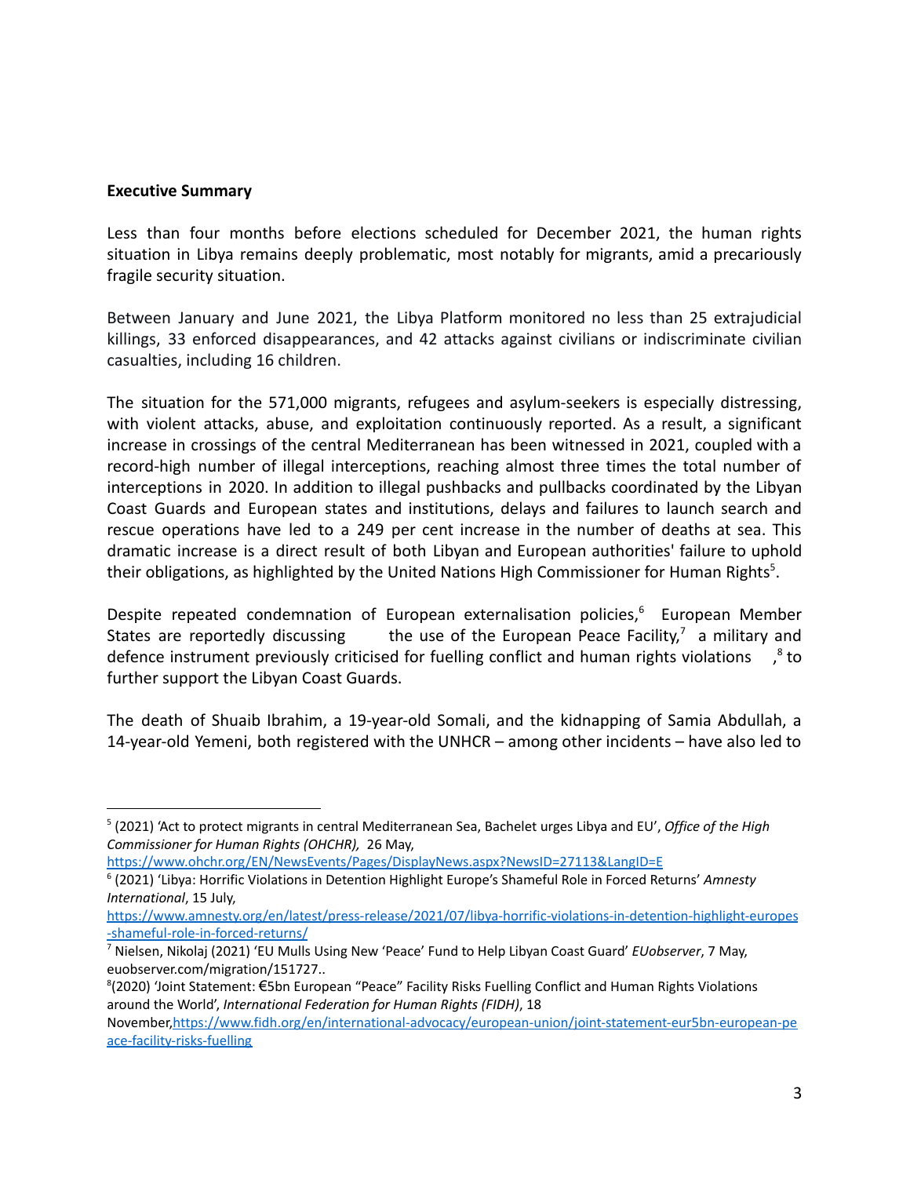**Executive Summary**

Less than four months before elections scheduled for December 2021, the human rights situation in Libya remains deeply problematic, most notably for migrants, amid a precariously fragile security situation.

Between January and June 2021, the Libya Platform monitored no less than 25 extrajudicial killings, 33 enforced disappearances, and 42 attacks against civilians or indiscriminate civilian casualties, including 16 children.

The situation for the 571,000 migrants, refugees and asylum-seekers is especially distressing, with violent attacks, abuse, and exploitation continuously reported. As a result, a significant increase in crossings of the central Mediterranean has been witnessed in 2021, coupled with a record-high number of illegal interceptions, reaching almost three times the total number of interceptions in 2020. In addition to illegal pushbacks and pullbacks coordinated by the Libyan Coast Guards and European states and institutions, delays and failures to launch search and rescue operations have led to a 249 per cent increase in the number of deaths at sea. This dramatic increase is a direct result of both Libyan and European authorities' failure to uphold their obligations, as highlighted by the United Nations High Commissioner for Human Rights[5].

Despite repeated condemnation of European externalisation policies,[6] European Member States are reportedly discussing the use of the European Peace Facility,[7] a military and defence instrument previously criticised for fuelling conflict and human rights violations,[8] to further support the Libyan Coast Guards.

The death of Shuaib Ibrahim, a 19-year-old Somali, and the kidnapping of Samia Abdullah, a 14-year-old Yemeni, both registered with the UNHCR – among other incidents – have also led to

---

[5] (2021) 'Act to protect migrants in central Mediterranean Sea, Bachelet urges Libya and EU', *Office of the High Commissioner for Human Rights (OHCHR),* 26 May, https://www.ohchr.org/EN/NewsEvents/Pages/DisplayNews.aspx?NewsID=27113&LangID=E

[6] (2021) 'Libya: Horrific Violations in Detention Highlight Europe's Shameful Role in Forced Returns' *Amnesty International*, 15 July, https://www.amnesty.org/en/latest/press-release/2021/07/libya-horrific-violations-in-detention-highlight-europes-shameful-role-in-forced-returns/

[7] Nielsen, Nikolaj (2021) 'EU Mulls Using New 'Peace' Fund to Help Libyan Coast Guard' *EUobserver*, 7 May, euobserver.com/migration/151727..

[8](2020) 'Joint Statement: €5bn European "Peace" Facility Risks Fuelling Conflict and Human Rights Violations around the World', *International Federation for Human Rights (FIDH)*, 18 November,https://www.fidh.org/en/international-advocacy/european-union/joint-statement-eur5bn-european-peace-facility-risks-fuelling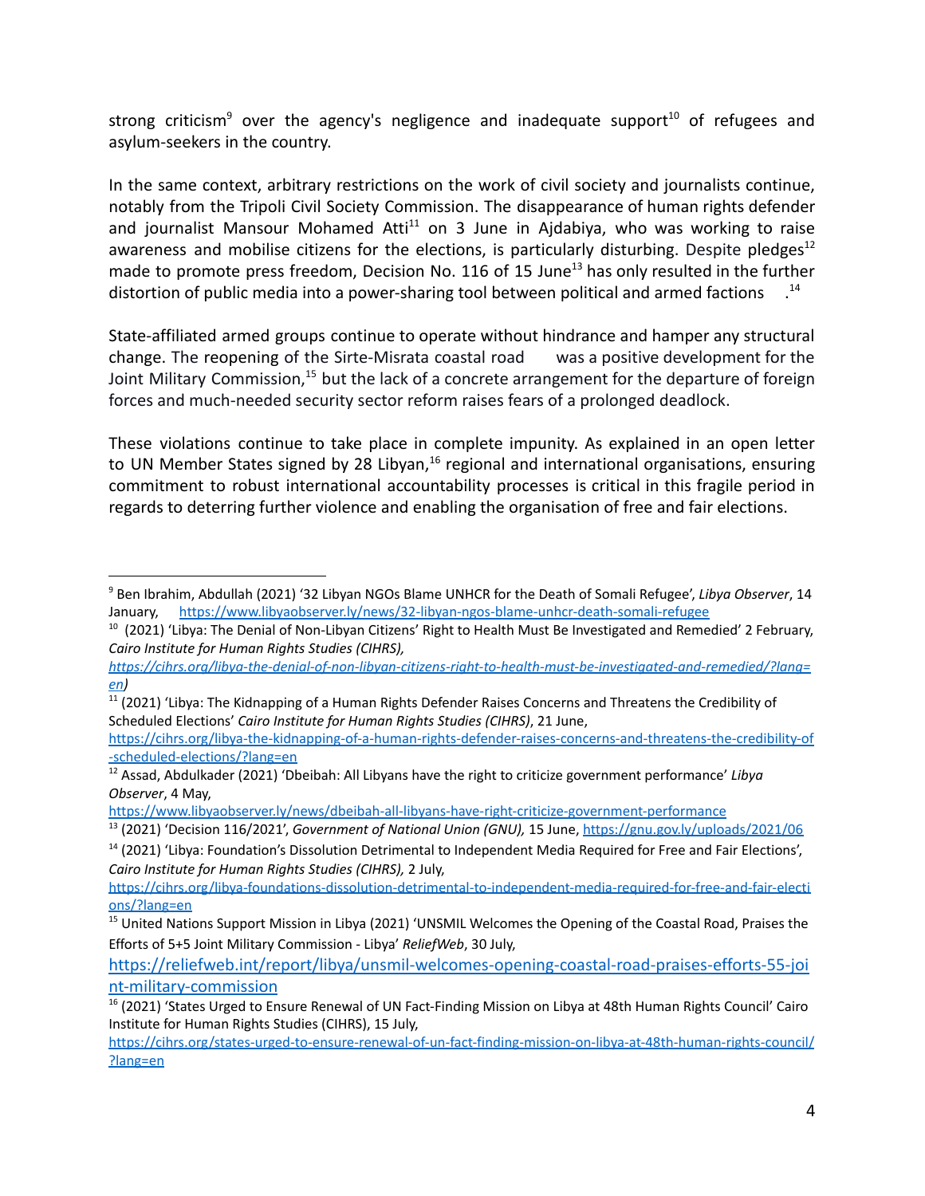strong criticism[9] over the agency's negligence and inadequate support[10] of refugees and asylum-seekers in the country.

In the same context, arbitrary restrictions on the work of civil society and journalists continue, notably from the Tripoli Civil Society Commission. The disappearance of human rights defender and journalist Mansour Mohamed Atti[11] on 3 June in Ajdabiya, who was working to raise awareness and mobilise citizens for the elections, is particularly disturbing. Despite pledges[12] made to promote press freedom, Decision No. 116 of 15 June[13] has only resulted in the further distortion of public media into a power-sharing tool between political and armed factions .[14]

State-affiliated armed groups continue to operate without hindrance and hamper any structural change. The reopening of the Sirte-Misrata coastal road was a positive development for the Joint Military Commission,[15] but the lack of a concrete arrangement for the departure of foreign forces and much-needed security sector reform raises fears of a prolonged deadlock.

These violations continue to take place in complete impunity. As explained in an open letter to UN Member States signed by 28 Libyan,[16] regional and international organisations, ensuring commitment to robust international accountability processes is critical in this fragile period in regards to deterring further violence and enabling the organisation of free and fair elections.

---

[9] Ben Ibrahim, Abdullah (2021) '32 Libyan NGOs Blame UNHCR for the Death of Somali Refugee', *Libya Observer*, 14 January, https://www.libyaobserver.ly/news/32-libyan-ngos-blame-unhcr-death-somali-refugee

[10] (2021) 'Libya: The Denial of Non-Libyan Citizens' Right to Health Must Be Investigated and Remedied' 2 February, *Cairo Institute for Human Rights Studies (CIHRS), https://cihrs.org/libya-the-denial-of-non-libyan-citizens-right-to-health-must-be-investigated-and-remedied/?lang=en)*

[11] (2021) 'Libya: The Kidnapping of a Human Rights Defender Raises Concerns and Threatens the Credibility of Scheduled Elections' *Cairo Institute for Human Rights Studies (CIHRS)*, 21 June, https://cihrs.org/libya-the-kidnapping-of-a-human-rights-defender-raises-concerns-and-threatens-the-credibility-of-scheduled-elections/?lang=en

[12] Assad, Abdulkader (2021) 'Dbeibah: All Libyans have the right to criticize government performance' *Libya Observer*, 4 May, https://www.libyaobserver.ly/news/dbeibah-all-libyans-have-right-criticize-government-performance

[13] (2021) 'Decision 116/2021', *Government of National Union (GNU),* 15 June, https://gnu.gov.ly/uploads/2021/06

[14] (2021) 'Libya: Foundation's Dissolution Detrimental to Independent Media Required for Free and Fair Elections', *Cairo Institute for Human Rights Studies (CIHRS),* 2 July, https://cihrs.org/libya-foundations-dissolution-detrimental-to-independent-media-required-for-free-and-fair-elections/?lang=en

[15] United Nations Support Mission in Libya (2021) 'UNSMIL Welcomes the Opening of the Coastal Road, Praises the Efforts of 5+5 Joint Military Commission - Libya' *ReliefWeb*, 30 July, https://reliefweb.int/report/libya/unsmil-welcomes-opening-coastal-road-praises-efforts-55-joint-military-commission

[16] (2021) 'States Urged to Ensure Renewal of UN Fact-Finding Mission on Libya at 48th Human Rights Council' Cairo Institute for Human Rights Studies (CIHRS), 15 July, https://cihrs.org/states-urged-to-ensure-renewal-of-un-fact-finding-mission-on-libya-at-48th-human-rights-council/?lang=en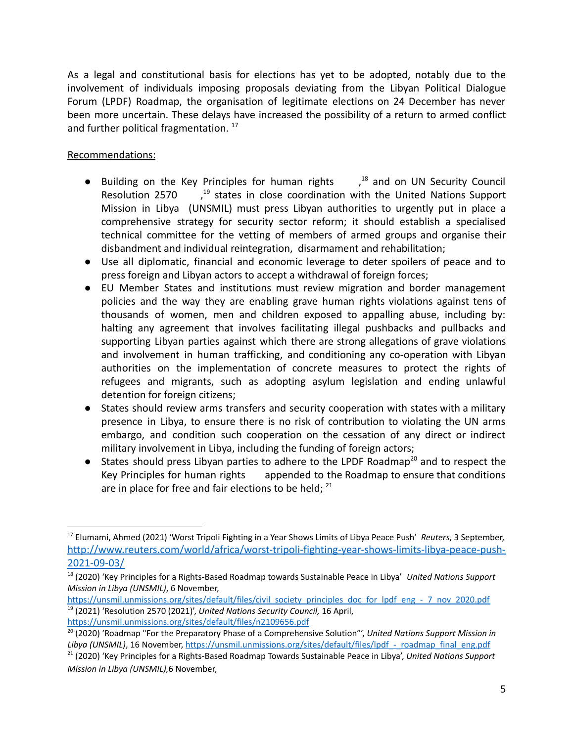As a legal and constitutional basis for elections has yet to be adopted, notably due to the involvement of individuals imposing proposals deviating from the Libyan Political Dialogue Forum (LPDF) Roadmap, the organisation of legitimate elections on 24 December has never been more uncertain. These delays have increased the possibility of a return to armed conflict and further political fragmentation. [17]

Recommendations:

- Building on the Key Principles for human rights ,[18] and on UN Security Council Resolution 2570 ,[19] states in close coordination with the United Nations Support Mission in Libya (UNSMIL) must press Libyan authorities to urgently put in place a comprehensive strategy for security sector reform; it should establish a specialised technical committee for the vetting of members of armed groups and organise their disbandment and individual reintegration, disarmament and rehabilitation;
- Use all diplomatic, financial and economic leverage to deter spoilers of peace and to press foreign and Libyan actors to accept a withdrawal of foreign forces;
- EU Member States and institutions must review migration and border management policies and the way they are enabling grave human rights violations against tens of thousands of women, men and children exposed to appalling abuse, including by: halting any agreement that involves facilitating illegal pushbacks and pullbacks and supporting Libyan parties against which there are strong allegations of grave violations and involvement in human trafficking, and conditioning any co-operation with Libyan authorities on the implementation of concrete measures to protect the rights of refugees and migrants, such as adopting asylum legislation and ending unlawful detention for foreign citizens;
- States should review arms transfers and security cooperation with states with a military presence in Libya, to ensure there is no risk of contribution to violating the UN arms embargo, and condition such cooperation on the cessation of any direct or indirect military involvement in Libya, including the funding of foreign actors;
- States should press Libyan parties to adhere to the LPDF Roadmap[20] and to respect the Key Principles for human rights appended to the Roadmap to ensure that conditions are in place for free and fair elections to be held; [21]

---

[17] Elumami, Ahmed (2021) 'Worst Tripoli Fighting in a Year Shows Limits of Libya Peace Push' *Reuters*, 3 September, http://www.reuters.com/world/africa/worst-tripoli-fighting-year-shows-limits-libya-peace-push-2021-09-03/

[18] (2020) 'Key Principles for a Rights-Based Roadmap towards Sustainable Peace in Libya' *United Nations Support Mission in Libya (UNSMIL)*, 6 November, https://unsmil.unmissions.org/sites/default/files/civil_society_principles_doc_for_lpdf_eng_-_7_nov_2020.pdf

[19] (2021) 'Resolution 2570 (2021)', *United Nations Security Council,* 16 April, https://unsmil.unmissions.org/sites/default/files/n2109656.pdf

[20] (2020) 'Roadmap "For the Preparatory Phase of a Comprehensive Solution"', *United Nations Support Mission in Libya (UNSMIL)*, 16 November, https://unsmil.unmissions.org/sites/default/files/lpdf_-_roadmap_final_eng.pdf

[21] (2020) 'Key Principles for a Rights-Based Roadmap Towards Sustainable Peace in Libya', *United Nations Support Mission in Libya (UNSMIL),*6 November,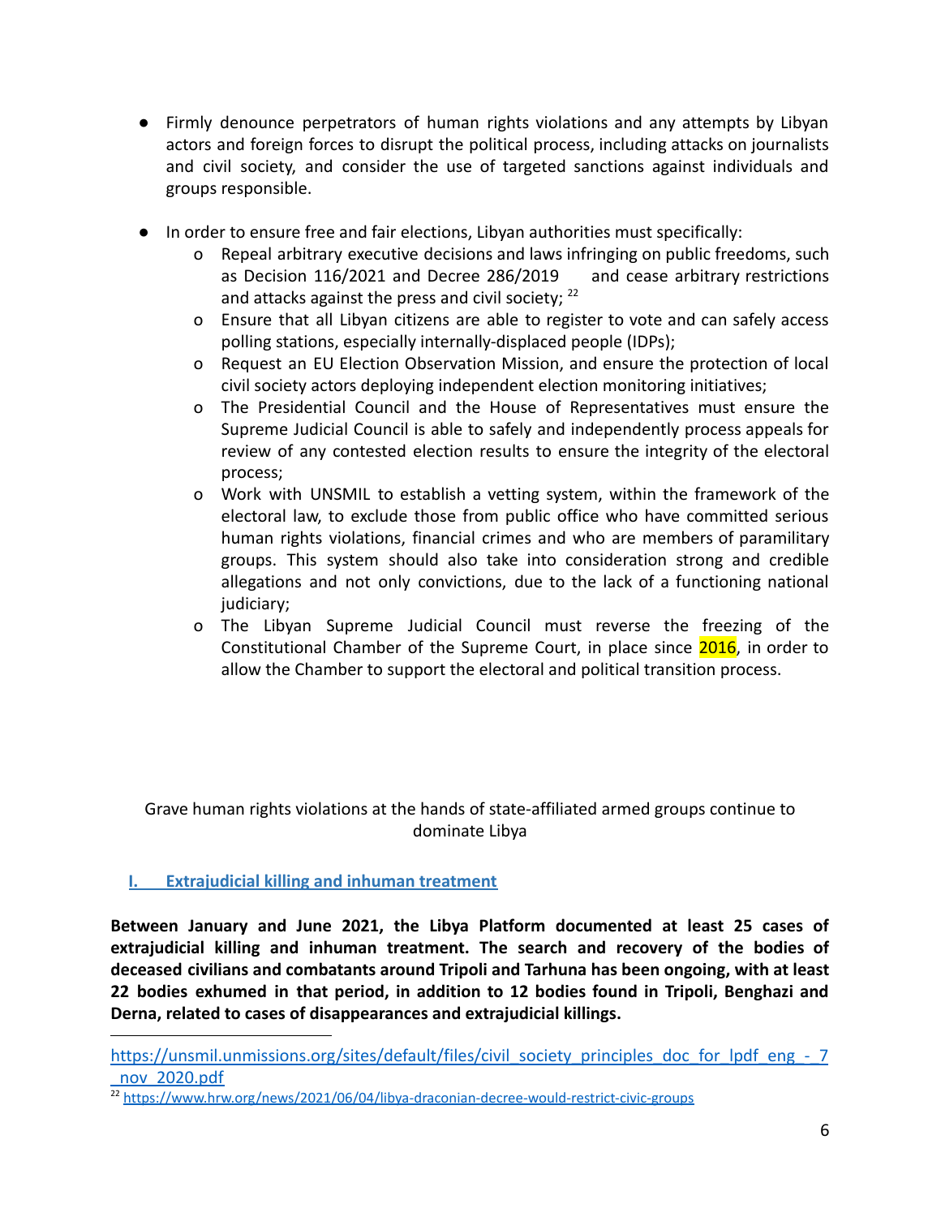- Firmly denounce perpetrators of human rights violations and any attempts by Libyan actors and foreign forces to disrupt the political process, including attacks on journalists and civil society, and consider the use of targeted sanctions against individuals and groups responsible.

- In order to ensure free and fair elections, Libyan authorities must specifically:
  - Repeal arbitrary executive decisions and laws infringing on public freedoms, such as Decision 116/2021 and Decree 286/2019 and cease arbitrary restrictions and attacks against the press and civil society; [22]
  - Ensure that all Libyan citizens are able to register to vote and can safely access polling stations, especially internally-displaced people (IDPs);
  - Request an EU Election Observation Mission, and ensure the protection of local civil society actors deploying independent election monitoring initiatives;
  - The Presidential Council and the House of Representatives must ensure the Supreme Judicial Council is able to safely and independently process appeals for review of any contested election results to ensure the integrity of the electoral process;
  - Work with UNSMIL to establish a vetting system, within the framework of the electoral law, to exclude those from public office who have committed serious human rights violations, financial crimes and who are members of paramilitary groups. This system should also take into consideration strong and credible allegations and not only convictions, due to the lack of a functioning national judiciary;
  - The Libyan Supreme Judicial Council must reverse the freezing of the Constitutional Chamber of the Supreme Court, in place since 2016, in order to allow the Chamber to support the electoral and political transition process.

Grave human rights violations at the hands of state-affiliated armed groups continue to dominate Libya

## I. Extrajudicial killing and inhuman treatment

**Between January and June 2021, the Libya Platform documented at least 25 cases of extrajudicial killing and inhuman treatment. The search and recovery of the bodies of deceased civilians and combatants around Tripoli and Tarhuna has been ongoing, with at least 22 bodies exhumed in that period, in addition to 12 bodies found in Tripoli, Benghazi and Derna, related to cases of disappearances and extrajudicial killings.**

---

https://unsmil.unmissions.org/sites/default/files/civil_society_principles_doc_for_lpdf_eng_-_7_nov_2020.pdf

[22] https://www.hrw.org/news/2021/06/04/libya-draconian-decree-would-restrict-civic-groups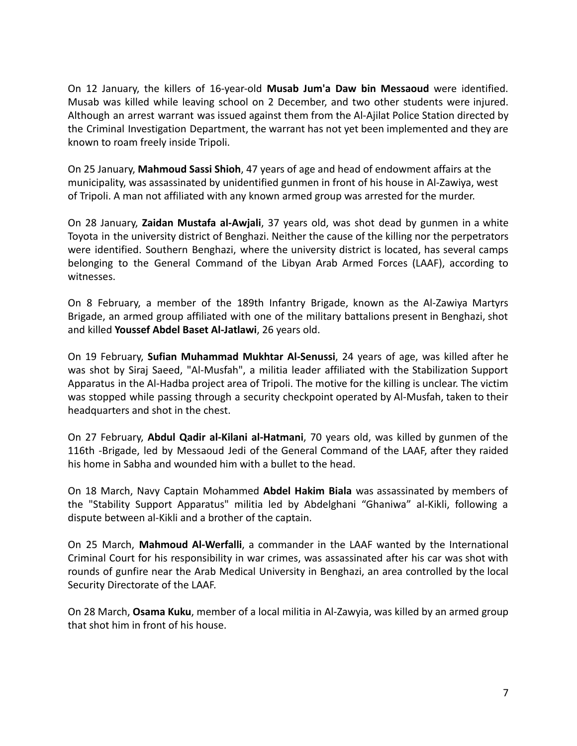On 12 January, the killers of 16-year-old **Musab Jum'a Daw bin Messaoud** were identified. Musab was killed while leaving school on 2 December, and two other students were injured. Although an arrest warrant was issued against them from the Al-Ajilat Police Station directed by the Criminal Investigation Department, the warrant has not yet been implemented and they are known to roam freely inside Tripoli.

On 25 January, **Mahmoud Sassi Shioh**, 47 years of age and head of endowment affairs at the municipality, was assassinated by unidentified gunmen in front of his house in Al-Zawiya, west of Tripoli. A man not affiliated with any known armed group was arrested for the murder.

On 28 January, **Zaidan Mustafa al-Awjali**, 37 years old, was shot dead by gunmen in a white Toyota in the university district of Benghazi. Neither the cause of the killing nor the perpetrators were identified. Southern Benghazi, where the university district is located, has several camps belonging to the General Command of the Libyan Arab Armed Forces (LAAF), according to witnesses.

On 8 February, a member of the 189th Infantry Brigade, known as the Al-Zawiya Martyrs Brigade, an armed group affiliated with one of the military battalions present in Benghazi, shot and killed **Youssef Abdel Baset Al-Jatlawi**, 26 years old.

On 19 February, **Sufian Muhammad Mukhtar Al-Senussi**, 24 years of age, was killed after he was shot by Siraj Saeed, "Al-Musfah", a militia leader affiliated with the Stabilization Support Apparatus in the Al-Hadba project area of Tripoli. The motive for the killing is unclear. The victim was stopped while passing through a security checkpoint operated by Al-Musfah, taken to their headquarters and shot in the chest.

On 27 February, **Abdul Qadir al-Kilani al-Hatmani**, 70 years old, was killed by gunmen of the 116th -Brigade, led by Messaoud Jedi of the General Command of the LAAF, after they raided his home in Sabha and wounded him with a bullet to the head.

On 18 March, Navy Captain Mohammed **Abdel Hakim Biala** was assassinated by members of the "Stability Support Apparatus" militia led by Abdelghani "Ghaniwa" al-Kikli, following a dispute between al-Kikli and a brother of the captain.

On 25 March, **Mahmoud Al-Werfalli**, a commander in the LAAF wanted by the International Criminal Court for his responsibility in war crimes, was assassinated after his car was shot with rounds of gunfire near the Arab Medical University in Benghazi, an area controlled by the local Security Directorate of the LAAF.

On 28 March, **Osama Kuku**, member of a local militia in Al-Zawyia, was killed by an armed group that shot him in front of his house.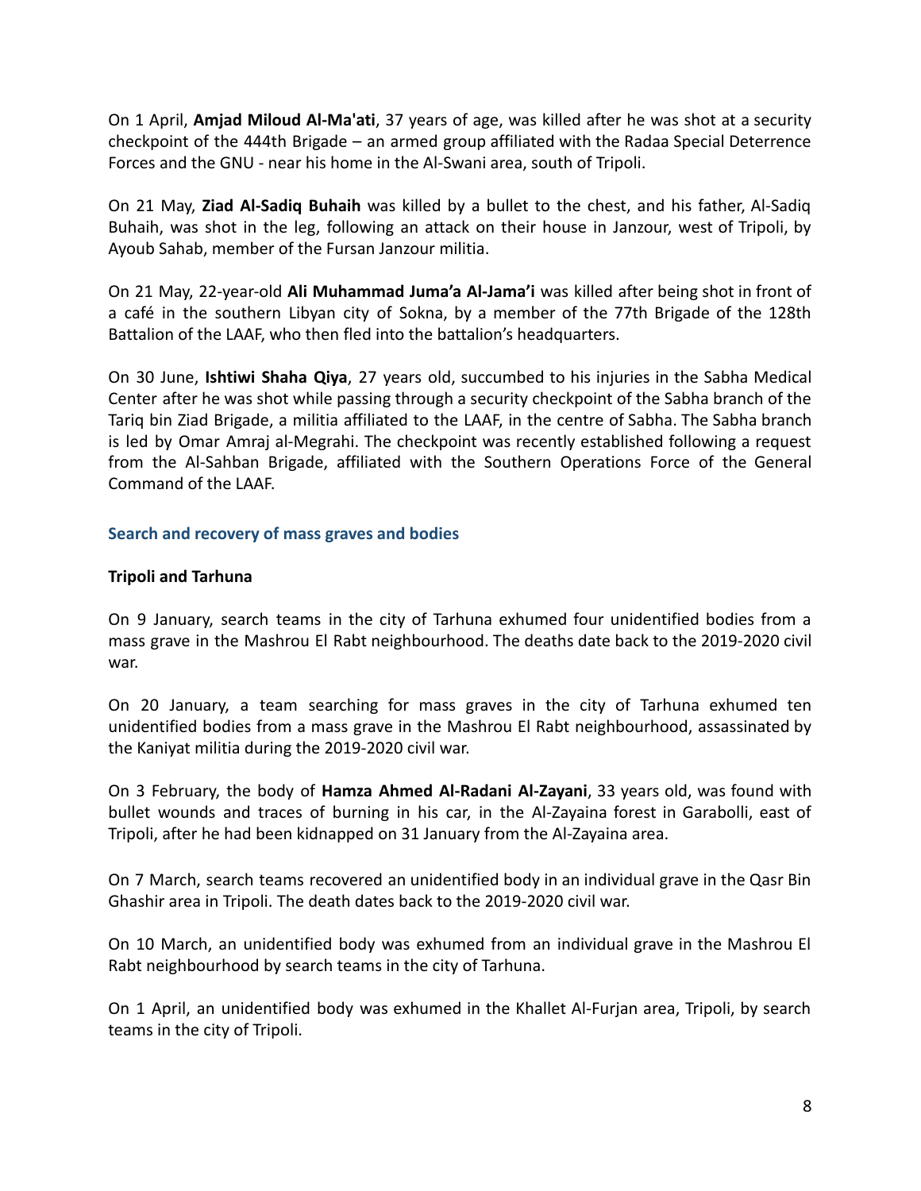On 1 April, **Amjad Miloud Al-Ma'ati**, 37 years of age, was killed after he was shot at a security checkpoint of the 444th Brigade – an armed group affiliated with the Radaa Special Deterrence Forces and the GNU - near his home in the Al-Swani area, south of Tripoli.

On 21 May, **Ziad Al-Sadiq Buhaih** was killed by a bullet to the chest, and his father, Al-Sadiq Buhaih, was shot in the leg, following an attack on their house in Janzour, west of Tripoli, by Ayoub Sahab, member of the Fursan Janzour militia.

On 21 May, 22-year-old **Ali Muhammad Juma'a Al-Jama'i** was killed after being shot in front of a café in the southern Libyan city of Sokna, by a member of the 77th Brigade of the 128th Battalion of the LAAF, who then fled into the battalion's headquarters.

On 30 June, **Ishtiwi Shaha Qiya**, 27 years old, succumbed to his injuries in the Sabha Medical Center after he was shot while passing through a security checkpoint of the Sabha branch of the Tariq bin Ziad Brigade, a militia affiliated to the LAAF, in the centre of Sabha. The Sabha branch is led by Omar Amraj al-Megrahi. The checkpoint was recently established following a request from the Al-Sahban Brigade, affiliated with the Southern Operations Force of the General Command of the LAAF.

## Search and recovery of mass graves and bodies

### Tripoli and Tarhuna

On 9 January, search teams in the city of Tarhuna exhumed four unidentified bodies from a mass grave in the Mashrou El Rabt neighbourhood. The deaths date back to the 2019-2020 civil war.

On 20 January, a team searching for mass graves in the city of Tarhuna exhumed ten unidentified bodies from a mass grave in the Mashrou El Rabt neighbourhood, assassinated by the Kaniyat militia during the 2019-2020 civil war.

On 3 February, the body of **Hamza Ahmed Al-Radani Al-Zayani**, 33 years old, was found with bullet wounds and traces of burning in his car, in the Al-Zayaina forest in Garabolli, east of Tripoli, after he had been kidnapped on 31 January from the Al-Zayaina area.

On 7 March, search teams recovered an unidentified body in an individual grave in the Qasr Bin Ghashir area in Tripoli. The death dates back to the 2019-2020 civil war.

On 10 March, an unidentified body was exhumed from an individual grave in the Mashrou El Rabt neighbourhood by search teams in the city of Tarhuna.

On 1 April, an unidentified body was exhumed in the Khallet Al-Furjan area, Tripoli, by search teams in the city of Tripoli.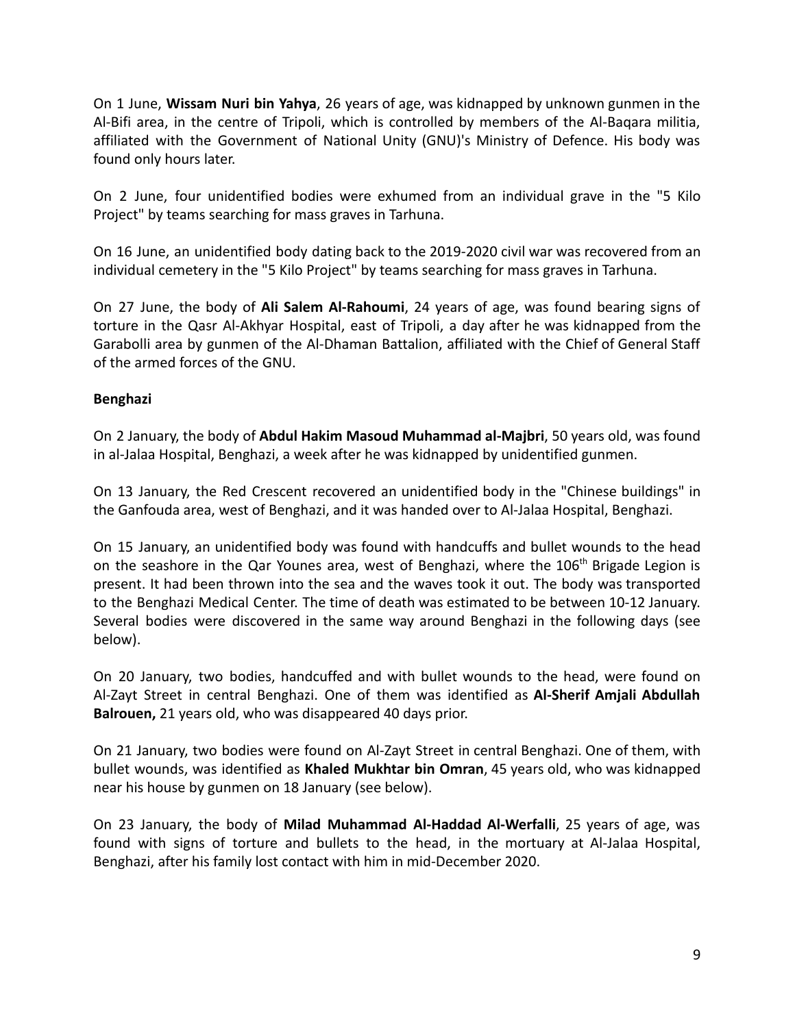On 1 June, **Wissam Nuri bin Yahya**, 26 years of age, was kidnapped by unknown gunmen in the Al-Bifi area, in the centre of Tripoli, which is controlled by members of the Al-Baqara militia, affiliated with the Government of National Unity (GNU)'s Ministry of Defence. His body was found only hours later.

On 2 June, four unidentified bodies were exhumed from an individual grave in the "5 Kilo Project" by teams searching for mass graves in Tarhuna.

On 16 June, an unidentified body dating back to the 2019-2020 civil war was recovered from an individual cemetery in the "5 Kilo Project" by teams searching for mass graves in Tarhuna.

On 27 June, the body of **Ali Salem Al-Rahoumi**, 24 years of age, was found bearing signs of torture in the Qasr Al-Akhyar Hospital, east of Tripoli, a day after he was kidnapped from the Garabolli area by gunmen of the Al-Dhaman Battalion, affiliated with the Chief of General Staff of the armed forces of the GNU.

**Benghazi**

On 2 January, the body of **Abdul Hakim Masoud Muhammad al-Majbri**, 50 years old, was found in al-Jalaa Hospital, Benghazi, a week after he was kidnapped by unidentified gunmen.

On 13 January, the Red Crescent recovered an unidentified body in the "Chinese buildings" in the Ganfouda area, west of Benghazi, and it was handed over to Al-Jalaa Hospital, Benghazi.

On 15 January, an unidentified body was found with handcuffs and bullet wounds to the head on the seashore in the Qar Younes area, west of Benghazi, where the 106th Brigade Legion is present. It had been thrown into the sea and the waves took it out. The body was transported to the Benghazi Medical Center. The time of death was estimated to be between 10-12 January. Several bodies were discovered in the same way around Benghazi in the following days (see below).

On 20 January, two bodies, handcuffed and with bullet wounds to the head, were found on Al-Zayt Street in central Benghazi. One of them was identified as **Al-Sherif Amjali Abdullah Balrouen,** 21 years old, who was disappeared 40 days prior.

On 21 January, two bodies were found on Al-Zayt Street in central Benghazi. One of them, with bullet wounds, was identified as **Khaled Mukhtar bin Omran**, 45 years old, who was kidnapped near his house by gunmen on 18 January (see below).

On 23 January, the body of **Milad Muhammad Al-Haddad Al-Werfalli**, 25 years of age, was found with signs of torture and bullets to the head, in the mortuary at Al-Jalaa Hospital, Benghazi, after his family lost contact with him in mid-December 2020.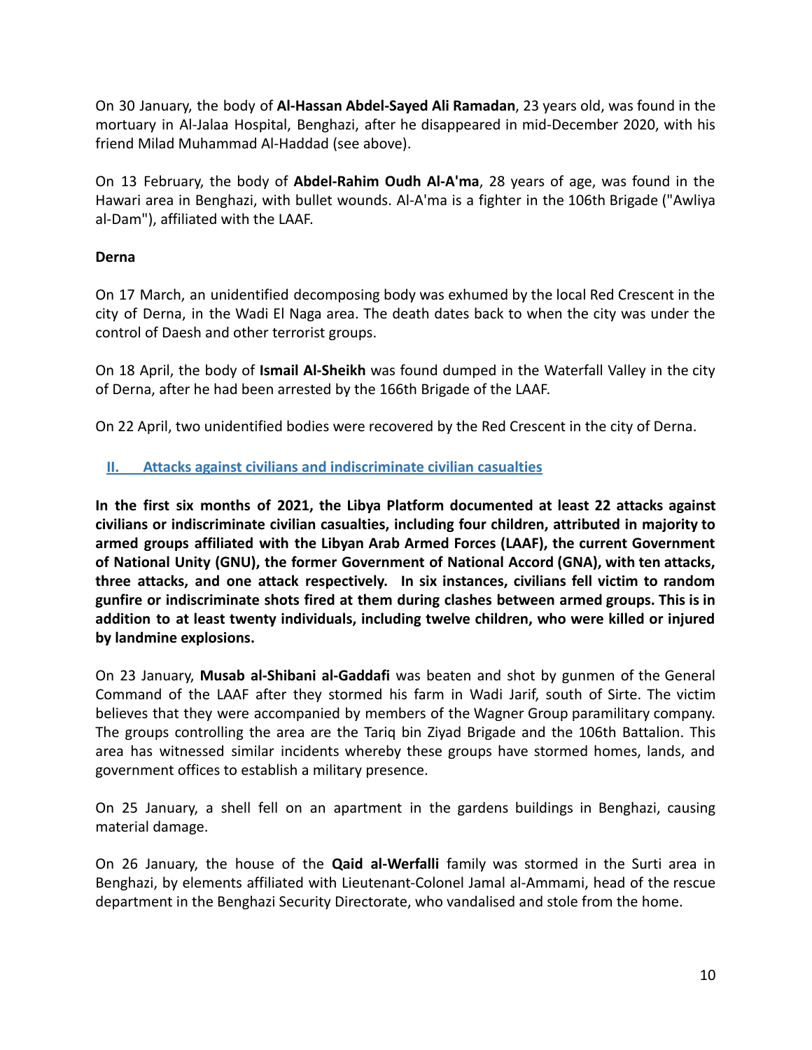On 30 January, the body of **Al-Hassan Abdel-Sayed Ali Ramadan**, 23 years old, was found in the mortuary in Al-Jalaa Hospital, Benghazi, after he disappeared in mid-December 2020, with his friend Milad Muhammad Al-Haddad (see above).

On 13 February, the body of **Abdel-Rahim Oudh Al-A'ma**, 28 years of age, was found in the Hawari area in Benghazi, with bullet wounds. Al-A'ma is a fighter in the 106th Brigade ("Awliya al-Dam"), affiliated with the LAAF.

**Derna**

On 17 March, an unidentified decomposing body was exhumed by the local Red Crescent in the city of Derna, in the Wadi El Naga area. The death dates back to when the city was under the control of Daesh and other terrorist groups.

On 18 April, the body of **Ismail Al-Sheikh** was found dumped in the Waterfall Valley in the city of Derna, after he had been arrested by the 166th Brigade of the LAAF.

On 22 April, two unidentified bodies were recovered by the Red Crescent in the city of Derna.

## II. Attacks against civilians and indiscriminate civilian casualties

**In the first six months of 2021, the Libya Platform documented at least 22 attacks against civilians or indiscriminate civilian casualties, including four children, attributed in majority to armed groups affiliated with the Libyan Arab Armed Forces (LAAF), the current Government of National Unity (GNU), the former Government of National Accord (GNA), with ten attacks, three attacks, and one attack respectively. In six instances, civilians fell victim to random gunfire or indiscriminate shots fired at them during clashes between armed groups. This is in addition to at least twenty individuals, including twelve children, who were killed or injured by landmine explosions.**

On 23 January, **Musab al-Shibani al-Gaddafi** was beaten and shot by gunmen of the General Command of the LAAF after they stormed his farm in Wadi Jarif, south of Sirte. The victim believes that they were accompanied by members of the Wagner Group paramilitary company. The groups controlling the area are the Tariq bin Ziyad Brigade and the 106th Battalion. This area has witnessed similar incidents whereby these groups have stormed homes, lands, and government offices to establish a military presence.

On 25 January, a shell fell on an apartment in the gardens buildings in Benghazi, causing material damage.

On 26 January, the house of the **Qaid al-Werfalli** family was stormed in the Surti area in Benghazi, by elements affiliated with Lieutenant-Colonel Jamal al-Ammami, head of the rescue department in the Benghazi Security Directorate, who vandalised and stole from the home.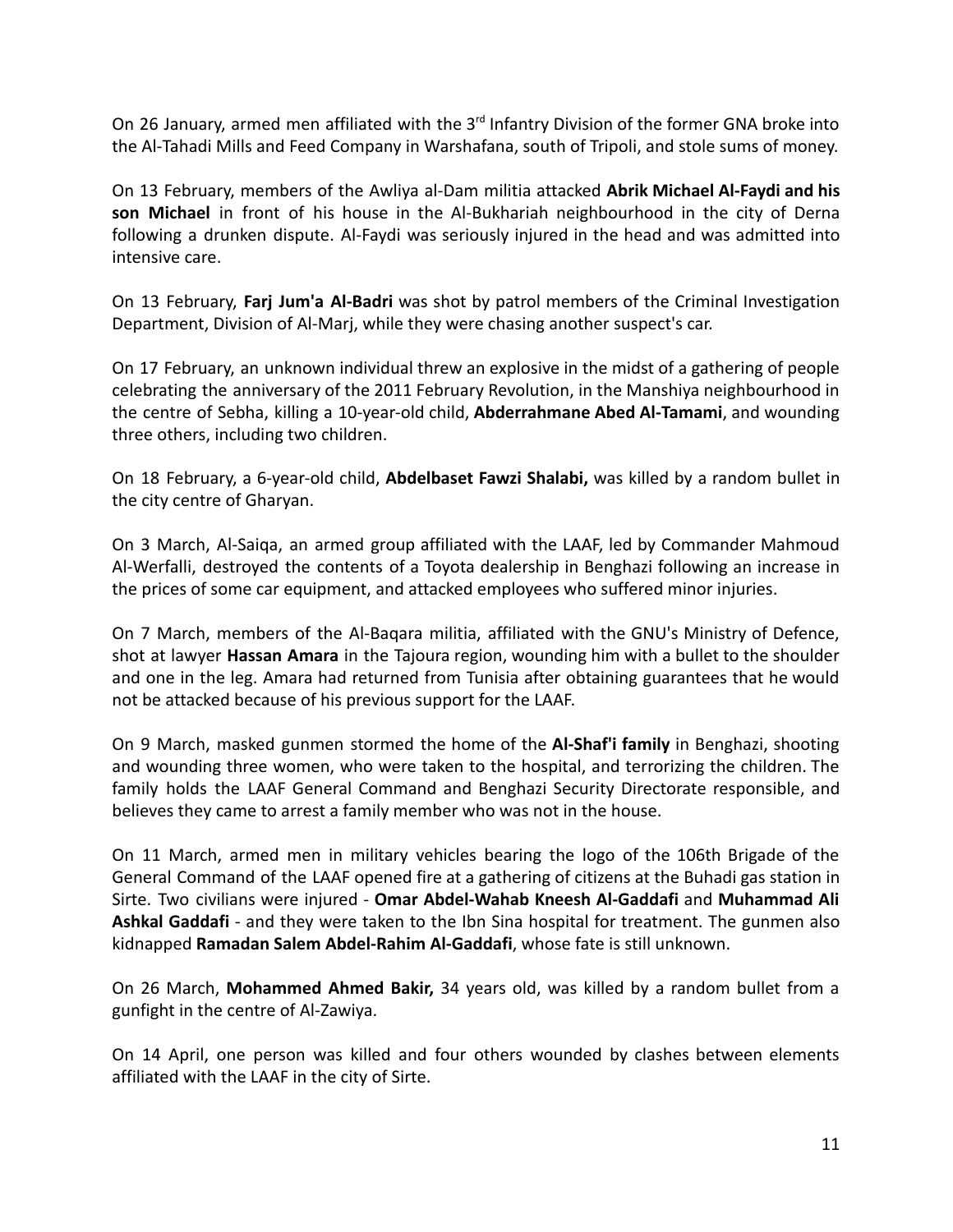On 26 January, armed men affiliated with the 3rd Infantry Division of the former GNA broke into the Al-Tahadi Mills and Feed Company in Warshafana, south of Tripoli, and stole sums of money.

On 13 February, members of the Awliya al-Dam militia attacked **Abrik Michael Al-Faydi and his son Michael** in front of his house in the Al-Bukhariah neighbourhood in the city of Derna following a drunken dispute. Al-Faydi was seriously injured in the head and was admitted into intensive care.

On 13 February, **Farj Jum'a Al-Badri** was shot by patrol members of the Criminal Investigation Department, Division of Al-Marj, while they were chasing another suspect's car.

On 17 February, an unknown individual threw an explosive in the midst of a gathering of people celebrating the anniversary of the 2011 February Revolution, in the Manshiya neighbourhood in the centre of Sebha, killing a 10-year-old child, **Abderrahmane Abed Al-Tamami**, and wounding three others, including two children.

On 18 February, a 6-year-old child, **Abdelbaset Fawzi Shalabi,** was killed by a random bullet in the city centre of Gharyan.

On 3 March, Al-Saiqa, an armed group affiliated with the LAAF, led by Commander Mahmoud Al-Werfalli, destroyed the contents of a Toyota dealership in Benghazi following an increase in the prices of some car equipment, and attacked employees who suffered minor injuries.

On 7 March, members of the Al-Baqara militia, affiliated with the GNU's Ministry of Defence, shot at lawyer **Hassan Amara** in the Tajoura region, wounding him with a bullet to the shoulder and one in the leg. Amara had returned from Tunisia after obtaining guarantees that he would not be attacked because of his previous support for the LAAF.

On 9 March, masked gunmen stormed the home of the **Al-Shaf'i family** in Benghazi, shooting and wounding three women, who were taken to the hospital, and terrorizing the children. The family holds the LAAF General Command and Benghazi Security Directorate responsible, and believes they came to arrest a family member who was not in the house.

On 11 March, armed men in military vehicles bearing the logo of the 106th Brigade of the General Command of the LAAF opened fire at a gathering of citizens at the Buhadi gas station in Sirte. Two civilians were injured - **Omar Abdel-Wahab Kneesh Al-Gaddafi** and **Muhammad Ali Ashkal Gaddafi** - and they were taken to the Ibn Sina hospital for treatment. The gunmen also kidnapped **Ramadan Salem Abdel-Rahim Al-Gaddafi**, whose fate is still unknown.

On 26 March, **Mohammed Ahmed Bakir,** 34 years old, was killed by a random bullet from a gunfight in the centre of Al-Zawiya.

On 14 April, one person was killed and four others wounded by clashes between elements affiliated with the LAAF in the city of Sirte.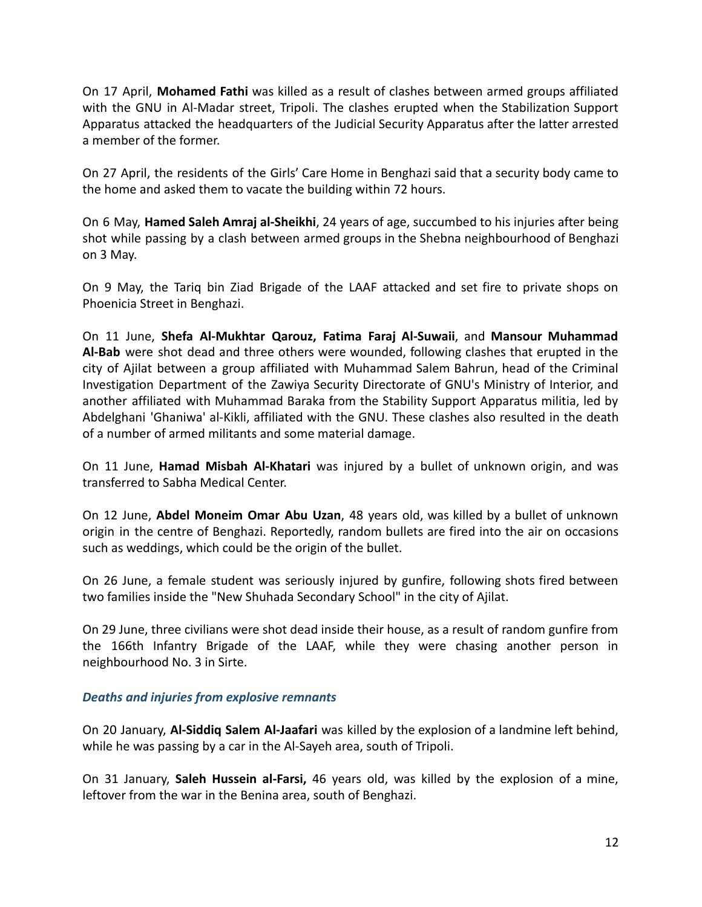On 17 April, **Mohamed Fathi** was killed as a result of clashes between armed groups affiliated with the GNU in Al-Madar street, Tripoli. The clashes erupted when the Stabilization Support Apparatus attacked the headquarters of the Judicial Security Apparatus after the latter arrested a member of the former.

On 27 April, the residents of the Girls' Care Home in Benghazi said that a security body came to the home and asked them to vacate the building within 72 hours.

On 6 May, **Hamed Saleh Amraj al-Sheikhi**, 24 years of age, succumbed to his injuries after being shot while passing by a clash between armed groups in the Shebna neighbourhood of Benghazi on 3 May.

On 9 May, the Tariq bin Ziad Brigade of the LAAF attacked and set fire to private shops on Phoenicia Street in Benghazi.

On 11 June, **Shefa Al-Mukhtar Qarouz, Fatima Faraj Al-Suwaii**, and **Mansour Muhammad Al-Bab** were shot dead and three others were wounded, following clashes that erupted in the city of Ajilat between a group affiliated with Muhammad Salem Bahrun, head of the Criminal Investigation Department of the Zawiya Security Directorate of GNU's Ministry of Interior, and another affiliated with Muhammad Baraka from the Stability Support Apparatus militia, led by Abdelghani 'Ghaniwa' al-Kikli, affiliated with the GNU. These clashes also resulted in the death of a number of armed militants and some material damage.

On 11 June, **Hamad Misbah Al-Khatari** was injured by a bullet of unknown origin, and was transferred to Sabha Medical Center.

On 12 June, **Abdel Moneim Omar Abu Uzan**, 48 years old, was killed by a bullet of unknown origin in the centre of Benghazi. Reportedly, random bullets are fired into the air on occasions such as weddings, which could be the origin of the bullet.

On 26 June, a female student was seriously injured by gunfire, following shots fired between two families inside the "New Shuhada Secondary School" in the city of Ajilat.

On 29 June, three civilians were shot dead inside their house, as a result of random gunfire from the 166th Infantry Brigade of the LAAF, while they were chasing another person in neighbourhood No. 3 in Sirte.

### *Deaths and injuries from explosive remnants*

On 20 January, **Al-Siddiq Salem Al-Jaafari** was killed by the explosion of a landmine left behind, while he was passing by a car in the Al-Sayeh area, south of Tripoli.

On 31 January, **Saleh Hussein al-Farsi,** 46 years old, was killed by the explosion of a mine, leftover from the war in the Benina area, south of Benghazi.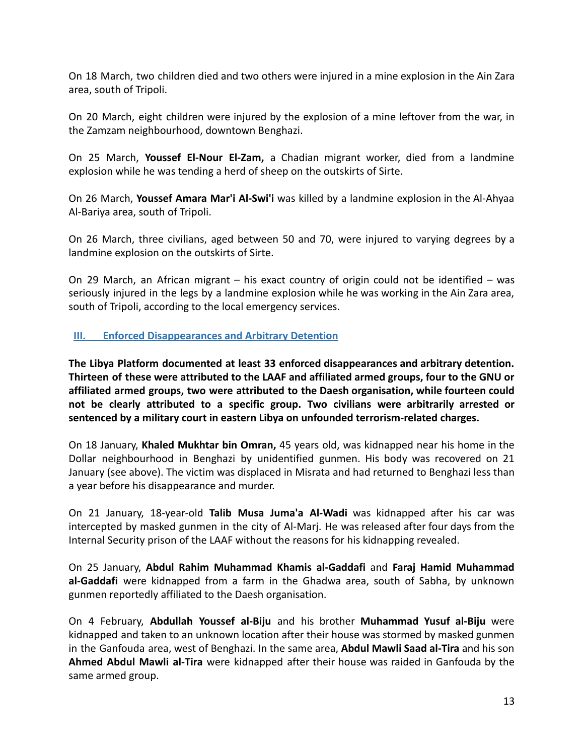On 18 March, two children died and two others were injured in a mine explosion in the Ain Zara area, south of Tripoli.

On 20 March, eight children were injured by the explosion of a mine leftover from the war, in the Zamzam neighbourhood, downtown Benghazi.

On 25 March, **Youssef El-Nour El-Zam,** a Chadian migrant worker, died from a landmine explosion while he was tending a herd of sheep on the outskirts of Sirte.

On 26 March, **Youssef Amara Mar'i Al-Swi'i** was killed by a landmine explosion in the Al-Ahyaa Al-Bariya area, south of Tripoli.

On 26 March, three civilians, aged between 50 and 70, were injured to varying degrees by a landmine explosion on the outskirts of Sirte.

On 29 March, an African migrant – his exact country of origin could not be identified – was seriously injured in the legs by a landmine explosion while he was working in the Ain Zara area, south of Tripoli, according to the local emergency services.

## III. Enforced Disappearances and Arbitrary Detention

**The Libya Platform documented at least 33 enforced disappearances and arbitrary detention. Thirteen of these were attributed to the LAAF and affiliated armed groups, four to the GNU or affiliated armed groups, two were attributed to the Daesh organisation, while fourteen could not be clearly attributed to a specific group. Two civilians were arbitrarily arrested or sentenced by a military court in eastern Libya on unfounded terrorism-related charges.**

On 18 January, **Khaled Mukhtar bin Omran,** 45 years old, was kidnapped near his home in the Dollar neighbourhood in Benghazi by unidentified gunmen. His body was recovered on 21 January (see above). The victim was displaced in Misrata and had returned to Benghazi less than a year before his disappearance and murder.

On 21 January, 18-year-old **Talib Musa Juma'a Al-Wadi** was kidnapped after his car was intercepted by masked gunmen in the city of Al-Marj. He was released after four days from the Internal Security prison of the LAAF without the reasons for his kidnapping revealed.

On 25 January, **Abdul Rahim Muhammad Khamis al-Gaddafi** and **Faraj Hamid Muhammad al-Gaddafi** were kidnapped from a farm in the Ghadwa area, south of Sabha, by unknown gunmen reportedly affiliated to the Daesh organisation.

On 4 February, **Abdullah Youssef al-Biju** and his brother **Muhammad Yusuf al-Biju** were kidnapped and taken to an unknown location after their house was stormed by masked gunmen in the Ganfouda area, west of Benghazi. In the same area, **Abdul Mawli Saad al-Tira** and his son **Ahmed Abdul Mawli al-Tira** were kidnapped after their house was raided in Ganfouda by the same armed group.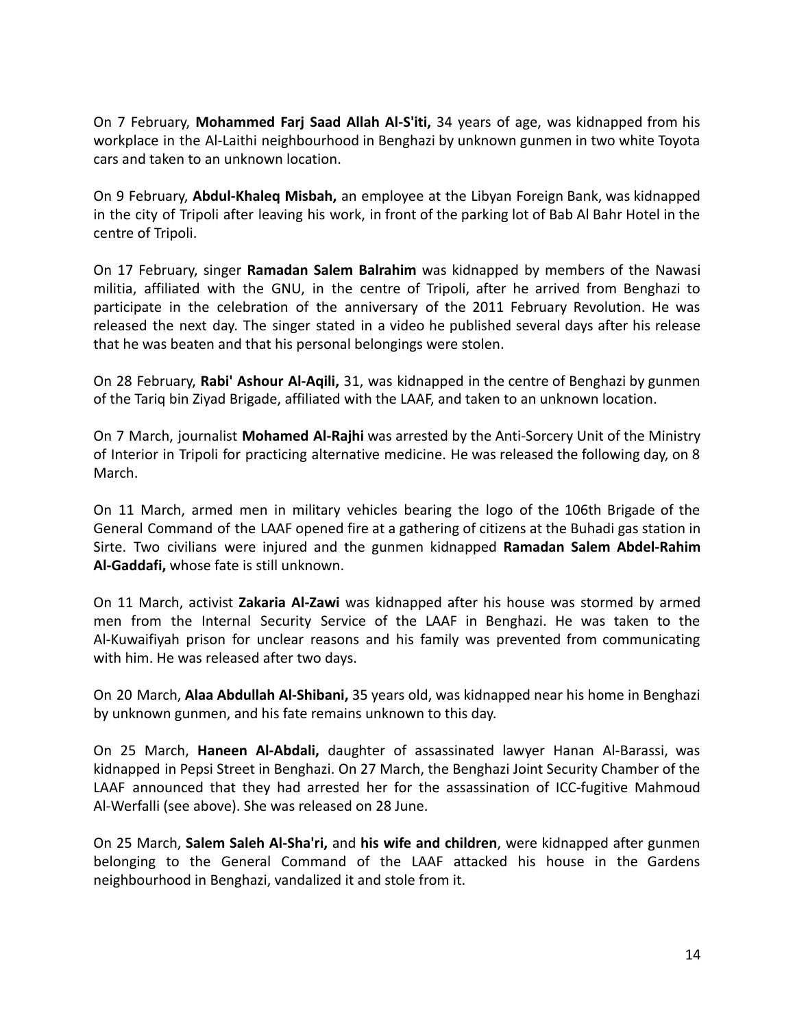On 7 February, **Mohammed Farj Saad Allah Al-S'iti,** 34 years of age, was kidnapped from his workplace in the Al-Laithi neighbourhood in Benghazi by unknown gunmen in two white Toyota cars and taken to an unknown location.

On 9 February, **Abdul-Khaleq Misbah,** an employee at the Libyan Foreign Bank, was kidnapped in the city of Tripoli after leaving his work, in front of the parking lot of Bab Al Bahr Hotel in the centre of Tripoli.

On 17 February, singer **Ramadan Salem Balrahim** was kidnapped by members of the Nawasi militia, affiliated with the GNU, in the centre of Tripoli, after he arrived from Benghazi to participate in the celebration of the anniversary of the 2011 February Revolution. He was released the next day. The singer stated in a video he published several days after his release that he was beaten and that his personal belongings were stolen.

On 28 February, **Rabi' Ashour Al-Aqili,** 31, was kidnapped in the centre of Benghazi by gunmen of the Tariq bin Ziyad Brigade, affiliated with the LAAF, and taken to an unknown location.

On 7 March, journalist **Mohamed Al-Rajhi** was arrested by the Anti-Sorcery Unit of the Ministry of Interior in Tripoli for practicing alternative medicine. He was released the following day, on 8 March.

On 11 March, armed men in military vehicles bearing the logo of the 106th Brigade of the General Command of the LAAF opened fire at a gathering of citizens at the Buhadi gas station in Sirte. Two civilians were injured and the gunmen kidnapped **Ramadan Salem Abdel-Rahim Al-Gaddafi,** whose fate is still unknown.

On 11 March, activist **Zakaria Al-Zawi** was kidnapped after his house was stormed by armed men from the Internal Security Service of the LAAF in Benghazi. He was taken to the Al-Kuwaifiyah prison for unclear reasons and his family was prevented from communicating with him. He was released after two days.

On 20 March, **Alaa Abdullah Al-Shibani,** 35 years old, was kidnapped near his home in Benghazi by unknown gunmen, and his fate remains unknown to this day.

On 25 March, **Haneen Al-Abdali,** daughter of assassinated lawyer Hanan Al-Barassi, was kidnapped in Pepsi Street in Benghazi. On 27 March, the Benghazi Joint Security Chamber of the LAAF announced that they had arrested her for the assassination of ICC-fugitive Mahmoud Al-Werfalli (see above). She was released on 28 June.

On 25 March, **Salem Saleh Al-Sha'ri,** and **his wife and children**, were kidnapped after gunmen belonging to the General Command of the LAAF attacked his house in the Gardens neighbourhood in Benghazi, vandalized it and stole from it.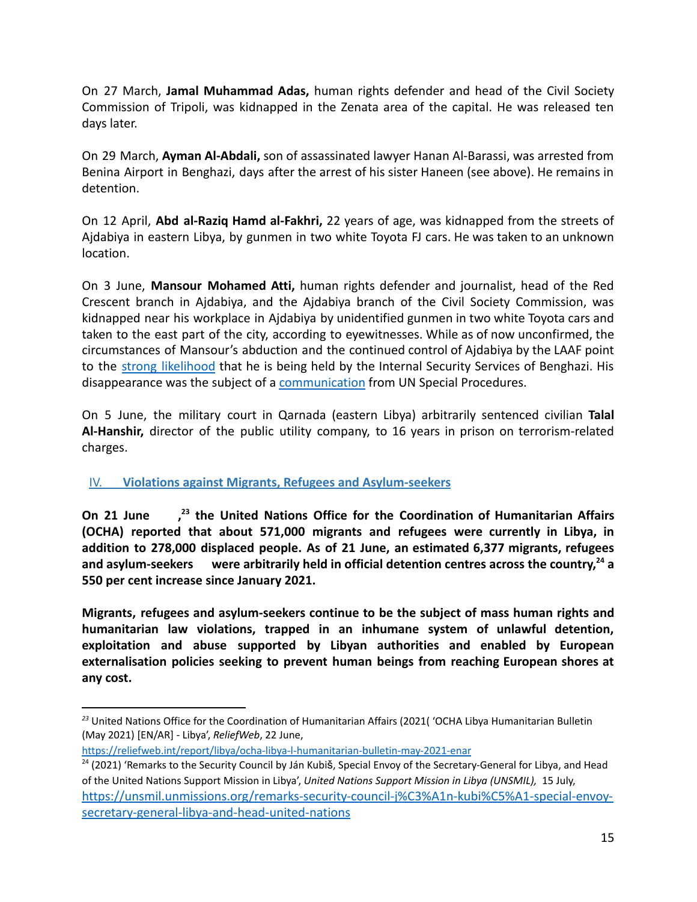On 27 March, **Jamal Muhammad Adas,** human rights defender and head of the Civil Society Commission of Tripoli, was kidnapped in the Zenata area of the capital. He was released ten days later.

On 29 March, **Ayman Al-Abdali,** son of assassinated lawyer Hanan Al-Barassi, was arrested from Benina Airport in Benghazi, days after the arrest of his sister Haneen (see above). He remains in detention.

On 12 April, **Abd al-Raziq Hamd al-Fakhri,** 22 years of age, was kidnapped from the streets of Ajdabiya in eastern Libya, by gunmen in two white Toyota FJ cars. He was taken to an unknown location.

On 3 June, **Mansour Mohamed Atti,** human rights defender and journalist, head of the Red Crescent branch in Ajdabiya, and the Ajdabiya branch of the Civil Society Commission, was kidnapped near his workplace in Ajdabiya by unidentified gunmen in two white Toyota cars and taken to the east part of the city, according to eyewitnesses. While as of now unconfirmed, the circumstances of Mansour's abduction and the continued control of Ajdabiya by the LAAF point to the strong likelihood that he is being held by the Internal Security Services of Benghazi. His disappearance was the subject of a communication from UN Special Procedures.

On 5 June, the military court in Qarnada (eastern Libya) arbitrarily sentenced civilian **Talal Al-Hanshir,** director of the public utility company, to 16 years in prison on terrorism-related charges.

## IV. Violations against Migrants, Refugees and Asylum-seekers

**On 21 June ,[23] the United Nations Office for the Coordination of Humanitarian Affairs (OCHA) reported that about 571,000 migrants and refugees were currently in Libya, in addition to 278,000 displaced people. As of 21 June, an estimated 6,377 migrants, refugees and asylum-seekers were arbitrarily held in official detention centres across the country,[24] a 550 per cent increase since January 2021.**

**Migrants, refugees and asylum-seekers continue to be the subject of mass human rights and humanitarian law violations, trapped in an inhumane system of unlawful detention, exploitation and abuse supported by Libyan authorities and enabled by European externalisation policies seeking to prevent human beings from reaching European shores at any cost.**

---

[23] United Nations Office for the Coordination of Humanitarian Affairs (2021( 'OCHA Libya Humanitarian Bulletin (May 2021) [EN/AR] - Libya', *ReliefWeb*, 22 June, https://reliefweb.int/report/libya/ocha-libya-l-humanitarian-bulletin-may-2021-enar

[24] (2021) 'Remarks to the Security Council by Ján Kubiš, Special Envoy of the Secretary-General for Libya, and Head of the United Nations Support Mission in Libya', *United Nations Support Mission in Libya (UNSMIL),* 15 July, https://unsmil.unmissions.org/remarks-security-council-j%C3%A1n-kubi%C5%A1-special-envoy-secretary-general-libya-and-head-united-nations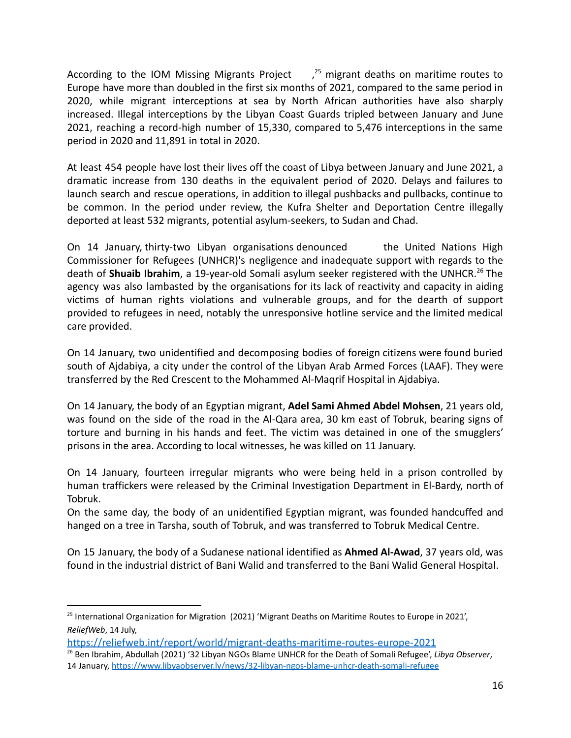According to the IOM Missing Migrants Project ,[25] migrant deaths on maritime routes to Europe have more than doubled in the first six months of 2021, compared to the same period in 2020, while migrant interceptions at sea by North African authorities have also sharply increased. Illegal interceptions by the Libyan Coast Guards tripled between January and June 2021, reaching a record-high number of 15,330, compared to 5,476 interceptions in the same period in 2020 and 11,891 in total in 2020.

At least 454 people have lost their lives off the coast of Libya between January and June 2021, a dramatic increase from 130 deaths in the equivalent period of 2020. Delays and failures to launch search and rescue operations, in addition to illegal pushbacks and pullbacks, continue to be common. In the period under review, the Kufra Shelter and Deportation Centre illegally deported at least 532 migrants, potential asylum-seekers, to Sudan and Chad.

On 14 January, thirty-two Libyan organisations denounced the United Nations High Commissioner for Refugees (UNHCR)'s negligence and inadequate support with regards to the death of **Shuaib Ibrahim**, a 19-year-old Somali asylum seeker registered with the UNHCR.[26] The agency was also lambasted by the organisations for its lack of reactivity and capacity in aiding victims of human rights violations and vulnerable groups, and for the dearth of support provided to refugees in need, notably the unresponsive hotline service and the limited medical care provided.

On 14 January, two unidentified and decomposing bodies of foreign citizens were found buried south of Ajdabiya, a city under the control of the Libyan Arab Armed Forces (LAAF). They were transferred by the Red Crescent to the Mohammed Al-Maqrif Hospital in Ajdabiya.

On 14 January, the body of an Egyptian migrant, **Adel Sami Ahmed Abdel Mohsen**, 21 years old, was found on the side of the road in the Al-Qara area, 30 km east of Tobruk, bearing signs of torture and burning in his hands and feet. The victim was detained in one of the smugglers' prisons in the area. According to local witnesses, he was killed on 11 January.

On 14 January, fourteen irregular migrants who were being held in a prison controlled by human traffickers were released by the Criminal Investigation Department in El-Bardy, north of Tobruk.
On the same day, the body of an unidentified Egyptian migrant, was founded handcuffed and hanged on a tree in Tarsha, south of Tobruk, and was transferred to Tobruk Medical Centre.

On 15 January, the body of a Sudanese national identified as **Ahmed Al-Awad**, 37 years old, was found in the industrial district of Bani Walid and transferred to the Bani Walid General Hospital.

---

[25] International Organization for Migration (2021) 'Migrant Deaths on Maritime Routes to Europe in 2021', *ReliefWeb*, 14 July, https://reliefweb.int/report/world/migrant-deaths-maritime-routes-europe-2021

[26] Ben Ibrahim, Abdullah (2021) '32 Libyan NGOs Blame UNHCR for the Death of Somali Refugee', *Libya Observer*, 14 January, https://www.libyaobserver.ly/news/32-libyan-ngos-blame-unhcr-death-somali-refugee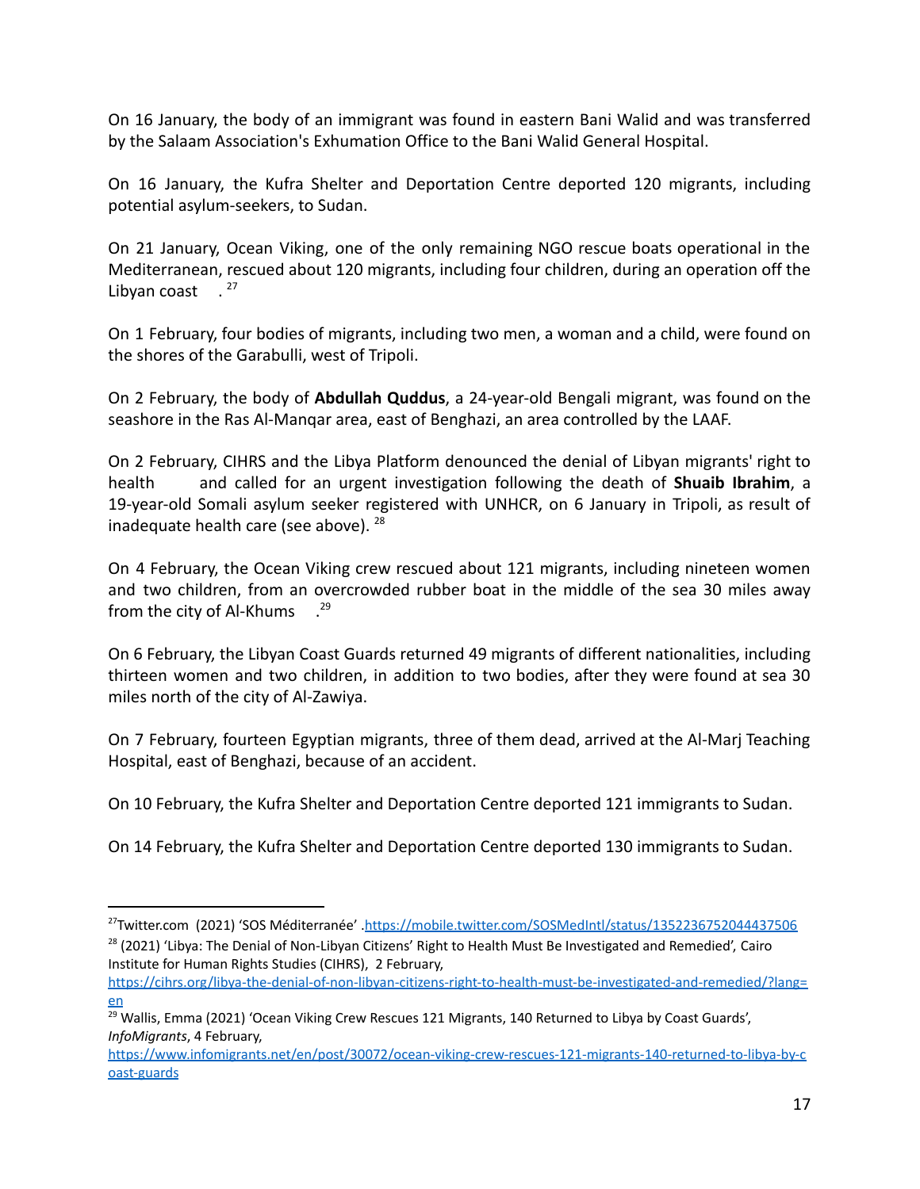On 16 January, the body of an immigrant was found in eastern Bani Walid and was transferred by the Salaam Association's Exhumation Office to the Bani Walid General Hospital.

On 16 January, the Kufra Shelter and Deportation Centre deported 120 migrants, including potential asylum-seekers, to Sudan.

On 21 January, Ocean Viking, one of the only remaining NGO rescue boats operational in the Mediterranean, rescued about 120 migrants, including four children, during an operation off the Libyan coast.[27]

On 1 February, four bodies of migrants, including two men, a woman and a child, were found on the shores of the Garabulli, west of Tripoli.

On 2 February, the body of **Abdullah Quddus**, a 24-year-old Bengali migrant, was found on the seashore in the Ras Al-Manqar area, east of Benghazi, an area controlled by the LAAF.

On 2 February, CIHRS and the Libya Platform denounced the denial of Libyan migrants' right to health and called for an urgent investigation following the death of **Shuaib Ibrahim**, a 19-year-old Somali asylum seeker registered with UNHCR, on 6 January in Tripoli, as result of inadequate health care (see above).[28]

On 4 February, the Ocean Viking crew rescued about 121 migrants, including nineteen women and two children, from an overcrowded rubber boat in the middle of the sea 30 miles away from the city of Al-Khums.[29]

On 6 February, the Libyan Coast Guards returned 49 migrants of different nationalities, including thirteen women and two children, in addition to two bodies, after they were found at sea 30 miles north of the city of Al-Zawiya.

On 7 February, fourteen Egyptian migrants, three of them dead, arrived at the Al-Marj Teaching Hospital, east of Benghazi, because of an accident.

On 10 February, the Kufra Shelter and Deportation Centre deported 121 immigrants to Sudan.

On 14 February, the Kufra Shelter and Deportation Centre deported 130 immigrants to Sudan.

---

[27] Twitter.com (2021) 'SOS Méditerranée'. https://mobile.twitter.com/SOSMedIntl/status/1352236752044437506

[28] (2021) 'Libya: The Denial of Non-Libyan Citizens' Right to Health Must Be Investigated and Remedied', Cairo Institute for Human Rights Studies (CIHRS), 2 February, https://cihrs.org/libya-the-denial-of-non-libyan-citizens-right-to-health-must-be-investigated-and-remedied/?lang=en

[29] Wallis, Emma (2021) 'Ocean Viking Crew Rescues 121 Migrants, 140 Returned to Libya by Coast Guards', *InfoMigrants*, 4 February, https://www.infomigrants.net/en/post/30072/ocean-viking-crew-rescues-121-migrants-140-returned-to-libya-by-coast-guards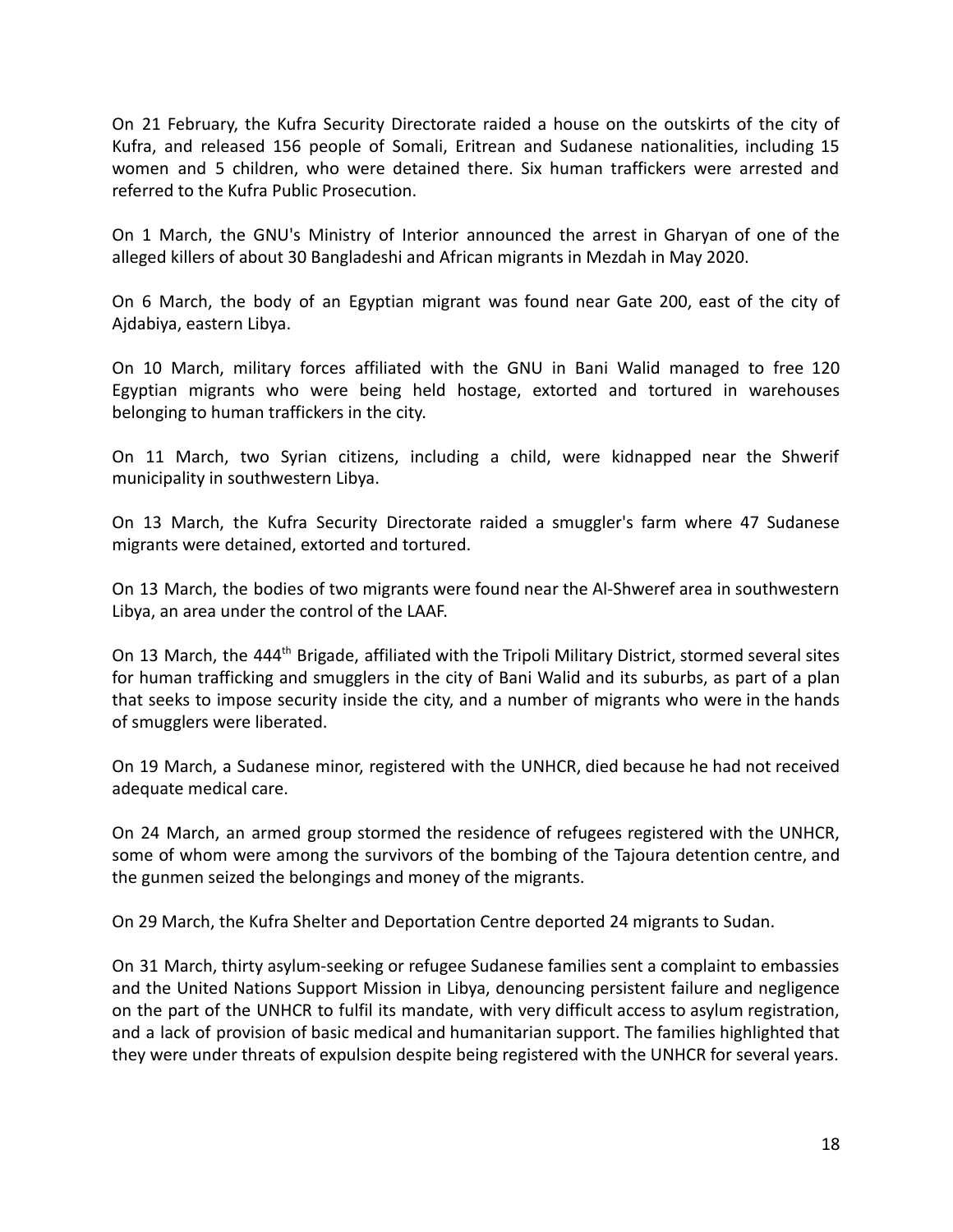On 21 February, the Kufra Security Directorate raided a house on the outskirts of the city of Kufra, and released 156 people of Somali, Eritrean and Sudanese nationalities, including 15 women and 5 children, who were detained there. Six human traffickers were arrested and referred to the Kufra Public Prosecution.

On 1 March, the GNU's Ministry of Interior announced the arrest in Gharyan of one of the alleged killers of about 30 Bangladeshi and African migrants in Mezdah in May 2020.

On 6 March, the body of an Egyptian migrant was found near Gate 200, east of the city of Ajdabiya, eastern Libya.

On 10 March, military forces affiliated with the GNU in Bani Walid managed to free 120 Egyptian migrants who were being held hostage, extorted and tortured in warehouses belonging to human traffickers in the city.

On 11 March, two Syrian citizens, including a child, were kidnapped near the Shwerif municipality in southwestern Libya.

On 13 March, the Kufra Security Directorate raided a smuggler's farm where 47 Sudanese migrants were detained, extorted and tortured.

On 13 March, the bodies of two migrants were found near the Al-Shweref area in southwestern Libya, an area under the control of the LAAF.

On 13 March, the 444th Brigade, affiliated with the Tripoli Military District, stormed several sites for human trafficking and smugglers in the city of Bani Walid and its suburbs, as part of a plan that seeks to impose security inside the city, and a number of migrants who were in the hands of smugglers were liberated.

On 19 March, a Sudanese minor, registered with the UNHCR, died because he had not received adequate medical care.

On 24 March, an armed group stormed the residence of refugees registered with the UNHCR, some of whom were among the survivors of the bombing of the Tajoura detention centre, and the gunmen seized the belongings and money of the migrants.

On 29 March, the Kufra Shelter and Deportation Centre deported 24 migrants to Sudan.

On 31 March, thirty asylum-seeking or refugee Sudanese families sent a complaint to embassies and the United Nations Support Mission in Libya, denouncing persistent failure and negligence on the part of the UNHCR to fulfil its mandate, with very difficult access to asylum registration, and a lack of provision of basic medical and humanitarian support. The families highlighted that they were under threats of expulsion despite being registered with the UNHCR for several years.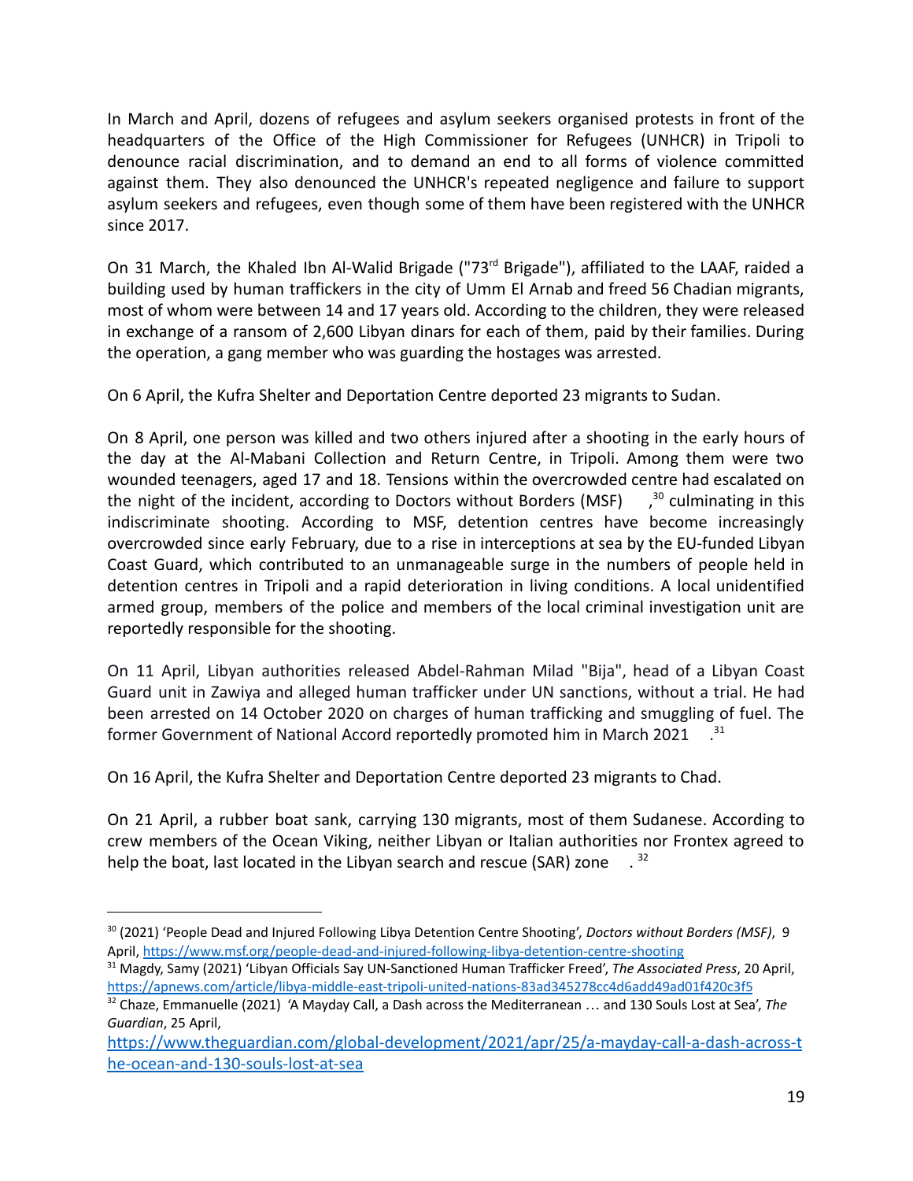In March and April, dozens of refugees and asylum seekers organised protests in front of the headquarters of the Office of the High Commissioner for Refugees (UNHCR) in Tripoli to denounce racial discrimination, and to demand an end to all forms of violence committed against them. They also denounced the UNHCR's repeated negligence and failure to support asylum seekers and refugees, even though some of them have been registered with the UNHCR since 2017.

On 31 March, the Khaled Ibn Al-Walid Brigade ("73rd Brigade"), affiliated to the LAAF, raided a building used by human traffickers in the city of Umm El Arnab and freed 56 Chadian migrants, most of whom were between 14 and 17 years old. According to the children, they were released in exchange of a ransom of 2,600 Libyan dinars for each of them, paid by their families. During the operation, a gang member who was guarding the hostages was arrested.

On 6 April, the Kufra Shelter and Deportation Centre deported 23 migrants to Sudan.

On 8 April, one person was killed and two others injured after a shooting in the early hours of the day at the Al-Mabani Collection and Return Centre, in Tripoli. Among them were two wounded teenagers, aged 17 and 18. Tensions within the overcrowded centre had escalated on the night of the incident, according to Doctors without Borders (MSF),[30] culminating in this indiscriminate shooting. According to MSF, detention centres have become increasingly overcrowded since early February, due to a rise in interceptions at sea by the EU-funded Libyan Coast Guard, which contributed to an unmanageable surge in the numbers of people held in detention centres in Tripoli and a rapid deterioration in living conditions. A local unidentified armed group, members of the police and members of the local criminal investigation unit are reportedly responsible for the shooting.

On 11 April, Libyan authorities released Abdel-Rahman Milad "Bija", head of a Libyan Coast Guard unit in Zawiya and alleged human trafficker under UN sanctions, without a trial. He had been arrested on 14 October 2020 on charges of human trafficking and smuggling of fuel. The former Government of National Accord reportedly promoted him in March 2021.[31]

On 16 April, the Kufra Shelter and Deportation Centre deported 23 migrants to Chad.

On 21 April, a rubber boat sank, carrying 130 migrants, most of them Sudanese. According to crew members of the Ocean Viking, neither Libyan or Italian authorities nor Frontex agreed to help the boat, last located in the Libyan search and rescue (SAR) zone.[32]

---

[30] (2021) 'People Dead and Injured Following Libya Detention Centre Shooting', *Doctors without Borders (MSF)*, 9 April, https://www.msf.org/people-dead-and-injured-following-libya-detention-centre-shooting

[31] Magdy, Samy (2021) 'Libyan Officials Say UN-Sanctioned Human Trafficker Freed', *The Associated Press*, 20 April, https://apnews.com/article/libya-middle-east-tripoli-united-nations-83ad345278cc4d6add49ad01f420c3f5

[32] Chaze, Emmanuelle (2021) 'A Mayday Call, a Dash across the Mediterranean … and 130 Souls Lost at Sea', *The Guardian*, 25 April, https://www.theguardian.com/global-development/2021/apr/25/a-mayday-call-a-dash-across-the-ocean-and-130-souls-lost-at-sea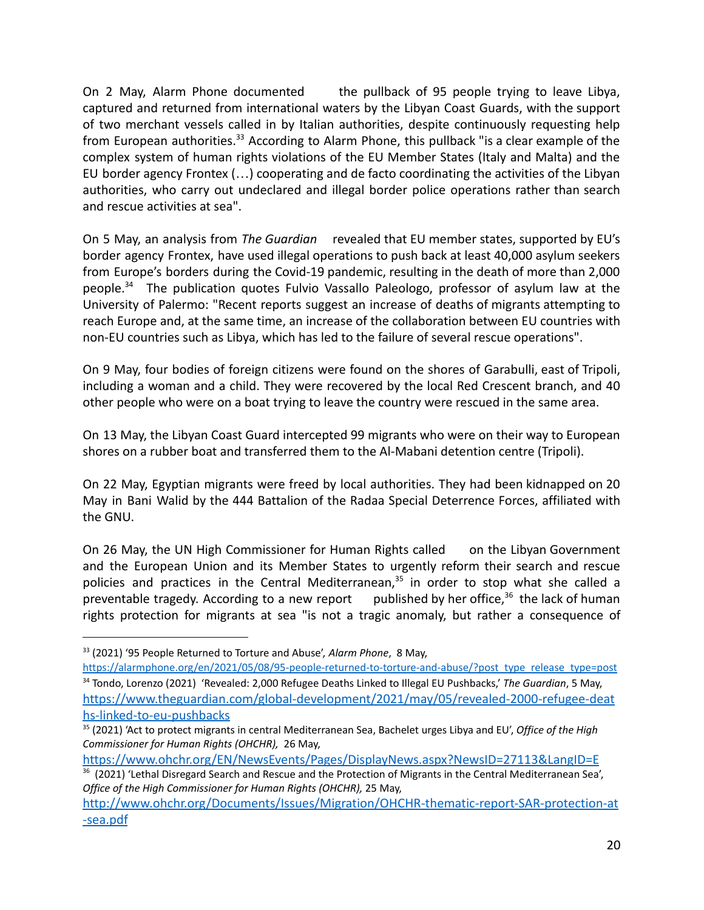On 2 May, Alarm Phone documented the pullback of 95 people trying to leave Libya, captured and returned from international waters by the Libyan Coast Guards, with the support of two merchant vessels called in by Italian authorities, despite continuously requesting help from European authorities.[33] According to Alarm Phone, this pullback "is a clear example of the complex system of human rights violations of the EU Member States (Italy and Malta) and the EU border agency Frontex (…) cooperating and de facto coordinating the activities of the Libyan authorities, who carry out undeclared and illegal border police operations rather than search and rescue activities at sea".

On 5 May, an analysis from *The Guardian* revealed that EU member states, supported by EU's border agency Frontex, have used illegal operations to push back at least 40,000 asylum seekers from Europe's borders during the Covid-19 pandemic, resulting in the death of more than 2,000 people.[34] The publication quotes Fulvio Vassallo Paleologo, professor of asylum law at the University of Palermo: "Recent reports suggest an increase of deaths of migrants attempting to reach Europe and, at the same time, an increase of the collaboration between EU countries with non-EU countries such as Libya, which has led to the failure of several rescue operations".

On 9 May, four bodies of foreign citizens were found on the shores of Garabulli, east of Tripoli, including a woman and a child. They were recovered by the local Red Crescent branch, and 40 other people who were on a boat trying to leave the country were rescued in the same area.

On 13 May, the Libyan Coast Guard intercepted 99 migrants who were on their way to European shores on a rubber boat and transferred them to the Al-Mabani detention centre (Tripoli).

On 22 May, Egyptian migrants were freed by local authorities. They had been kidnapped on 20 May in Bani Walid by the 444 Battalion of the Radaa Special Deterrence Forces, affiliated with the GNU.

On 26 May, the UN High Commissioner for Human Rights called on the Libyan Government and the European Union and its Member States to urgently reform their search and rescue policies and practices in the Central Mediterranean,[35] in order to stop what she called a preventable tragedy. According to a new report published by her office,[36] the lack of human rights protection for migrants at sea "is not a tragic anomaly, but rather a consequence of

---

[33] (2021) '95 People Returned to Torture and Abuse', *Alarm Phone*, 8 May, https://alarmphone.org/en/2021/05/08/95-people-returned-to-torture-and-abuse/?post_type_release_type=post

[34] Tondo, Lorenzo (2021) 'Revealed: 2,000 Refugee Deaths Linked to Illegal EU Pushbacks,' *The Guardian*, 5 May, https://www.theguardian.com/global-development/2021/may/05/revealed-2000-refugee-deaths-linked-to-eu-pushbacks

[35] (2021) 'Act to protect migrants in central Mediterranean Sea, Bachelet urges Libya and EU', *Office of the High Commissioner for Human Rights (OHCHR)*, 26 May, https://www.ohchr.org/EN/NewsEvents/Pages/DisplayNews.aspx?NewsID=27113&LangID=E

[36] (2021) 'Lethal Disregard Search and Rescue and the Protection of Migrants in the Central Mediterranean Sea', *Office of the High Commissioner for Human Rights (OHCHR)*, 25 May, http://www.ohchr.org/Documents/Issues/Migration/OHCHR-thematic-report-SAR-protection-at-sea.pdf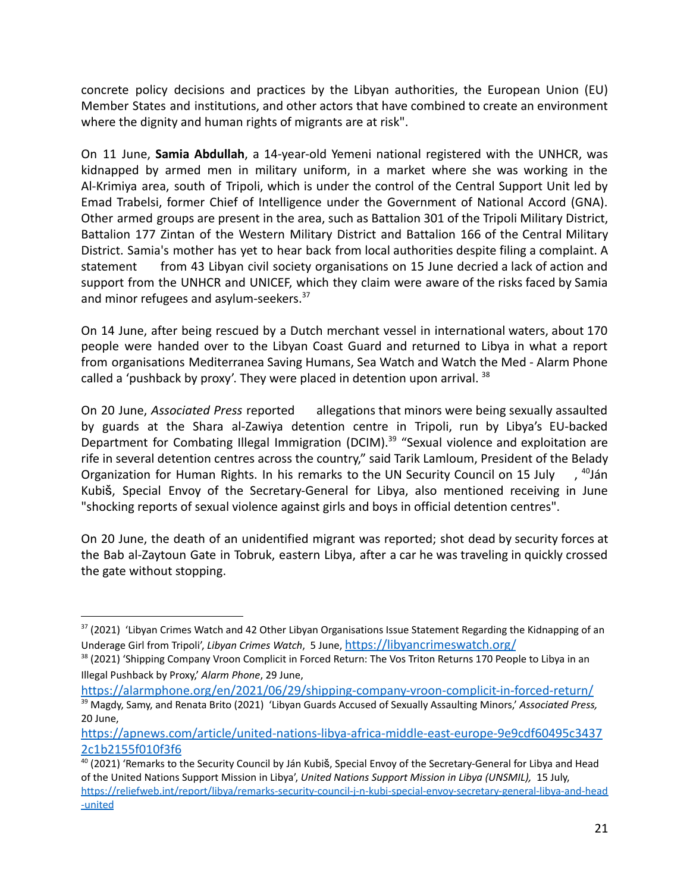concrete policy decisions and practices by the Libyan authorities, the European Union (EU) Member States and institutions, and other actors that have combined to create an environment where the dignity and human rights of migrants are at risk".

On 11 June, **Samia Abdullah**, a 14-year-old Yemeni national registered with the UNHCR, was kidnapped by armed men in military uniform, in a market where she was working in the Al-Krimiya area, south of Tripoli, which is under the control of the Central Support Unit led by Emad Trabelsi, former Chief of Intelligence under the Government of National Accord (GNA). Other armed groups are present in the area, such as Battalion 301 of the Tripoli Military District, Battalion 177 Zintan of the Western Military District and Battalion 166 of the Central Military District. Samia's mother has yet to hear back from local authorities despite filing a complaint. A statement from 43 Libyan civil society organisations on 15 June decried a lack of action and support from the UNHCR and UNICEF, which they claim were aware of the risks faced by Samia and minor refugees and asylum-seekers.[37]

On 14 June, after being rescued by a Dutch merchant vessel in international waters, about 170 people were handed over to the Libyan Coast Guard and returned to Libya in what a report from organisations Mediterranea Saving Humans, Sea Watch and Watch the Med - Alarm Phone called a 'pushback by proxy'. They were placed in detention upon arrival. [38]

On 20 June, *Associated Press* reported allegations that minors were being sexually assaulted by guards at the Shara al-Zawiya detention centre in Tripoli, run by Libya's EU-backed Department for Combating Illegal Immigration (DCIM).[39] "Sexual violence and exploitation are rife in several detention centres across the country," said Tarik Lamloum, President of the Belady Organization for Human Rights. In his remarks to the UN Security Council on 15 July, [40]Ján Kubiš, Special Envoy of the Secretary-General for Libya, also mentioned receiving in June "shocking reports of sexual violence against girls and boys in official detention centres".

On 20 June, the death of an unidentified migrant was reported; shot dead by security forces at the Bab al-Zaytoun Gate in Tobruk, eastern Libya, after a car he was traveling in quickly crossed the gate without stopping.

---

[37] (2021) 'Libyan Crimes Watch and 42 Other Libyan Organisations Issue Statement Regarding the Kidnapping of an Underage Girl from Tripoli', *Libyan Crimes Watch*, 5 June, https://libyancrimeswatch.org/

[38] (2021) 'Shipping Company Vroon Complicit in Forced Return: The Vos Triton Returns 170 People to Libya in an Illegal Pushback by Proxy,' *Alarm Phone*, 29 June, https://alarmphone.org/en/2021/06/29/shipping-company-vroon-complicit-in-forced-return/

[39] Magdy, Samy, and Renata Brito (2021) 'Libyan Guards Accused of Sexually Assaulting Minors,' *Associated Press,* 20 June, https://apnews.com/article/united-nations-libya-africa-middle-east-europe-9e9cdf60495c34372c1b2155f010f3f6

[40] (2021) 'Remarks to the Security Council by Ján Kubiš, Special Envoy of the Secretary-General for Libya and Head of the United Nations Support Mission in Libya', *United Nations Support Mission in Libya (UNSMIL),* 15 July, https://reliefweb.int/report/libya/remarks-security-council-j-n-kubi-special-envoy-secretary-general-libya-and-head-united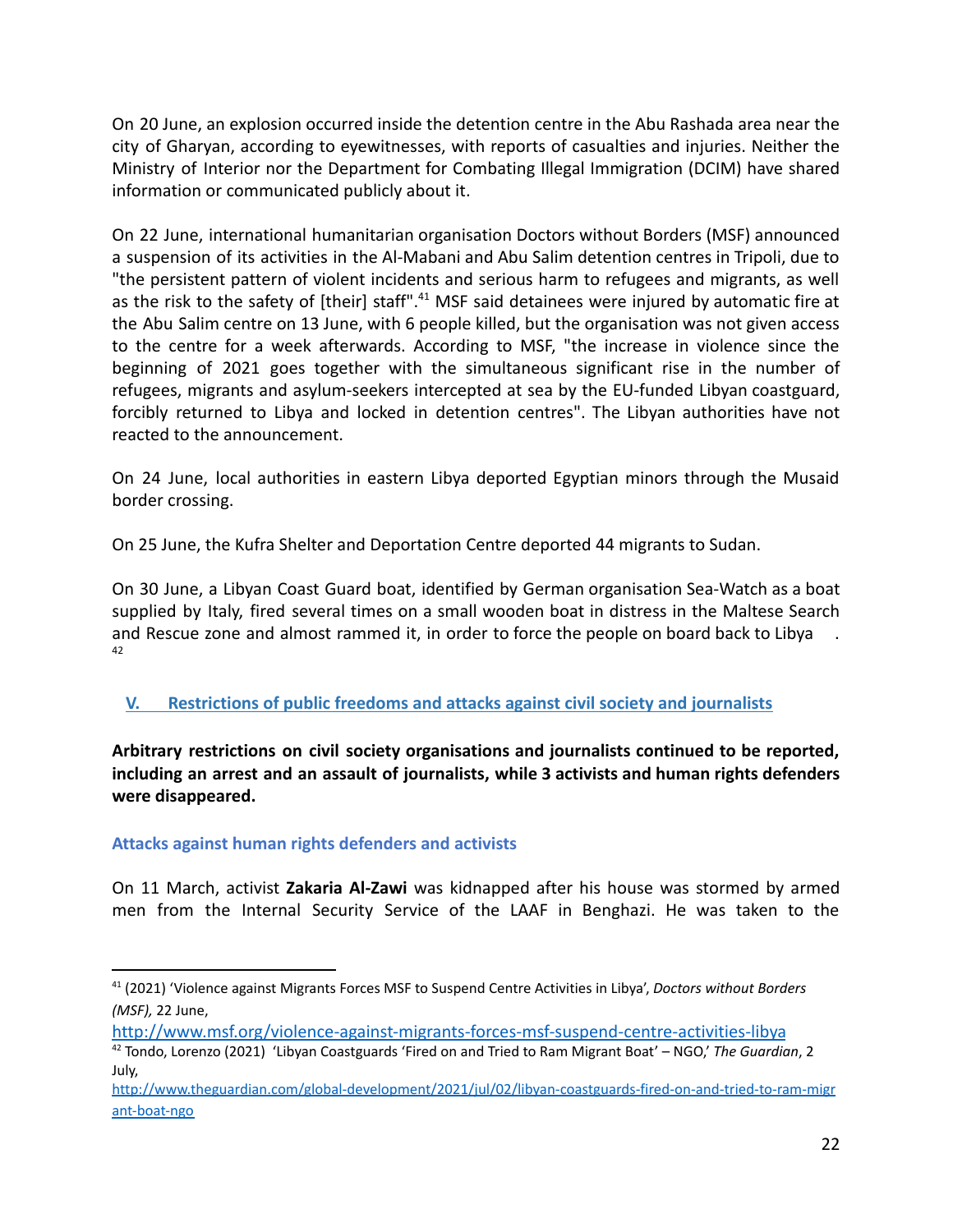On 20 June, an explosion occurred inside the detention centre in the Abu Rashada area near the city of Gharyan, according to eyewitnesses, with reports of casualties and injuries. Neither the Ministry of Interior nor the Department for Combating Illegal Immigration (DCIM) have shared information or communicated publicly about it.

On 22 June, international humanitarian organisation Doctors without Borders (MSF) announced a suspension of its activities in the Al-Mabani and Abu Salim detention centres in Tripoli, due to "the persistent pattern of violent incidents and serious harm to refugees and migrants, as well as the risk to the safety of [their] staff".[41] MSF said detainees were injured by automatic fire at the Abu Salim centre on 13 June, with 6 people killed, but the organisation was not given access to the centre for a week afterwards. According to MSF, "the increase in violence since the beginning of 2021 goes together with the simultaneous significant rise in the number of refugees, migrants and asylum-seekers intercepted at sea by the EU-funded Libyan coastguard, forcibly returned to Libya and locked in detention centres". The Libyan authorities have not reacted to the announcement.

On 24 June, local authorities in eastern Libya deported Egyptian minors through the Musaid border crossing.

On 25 June, the Kufra Shelter and Deportation Centre deported 44 migrants to Sudan.

On 30 June, a Libyan Coast Guard boat, identified by German organisation Sea-Watch as a boat supplied by Italy, fired several times on a small wooden boat in distress in the Maltese Search and Rescue zone and almost rammed it, in order to force the people on board back to Libya.[42]

## V. Restrictions of public freedoms and attacks against civil society and journalists

**Arbitrary restrictions on civil society organisations and journalists continued to be reported, including an arrest and an assault of journalists, while 3 activists and human rights defenders were disappeared.**

### Attacks against human rights defenders and activists

On 11 March, activist **Zakaria Al-Zawi** was kidnapped after his house was stormed by armed men from the Internal Security Service of the LAAF in Benghazi. He was taken to the

---

[41] (2021) 'Violence against Migrants Forces MSF to Suspend Centre Activities in Libya', *Doctors without Borders (MSF),* 22 June, http://www.msf.org/violence-against-migrants-forces-msf-suspend-centre-activities-libya

[42] Tondo, Lorenzo (2021) 'Libyan Coastguards 'Fired on and Tried to Ram Migrant Boat' – NGO,' *The Guardian*, 2 July, http://www.theguardian.com/global-development/2021/jul/02/libyan-coastguards-fired-on-and-tried-to-ram-migrant-boat-ngo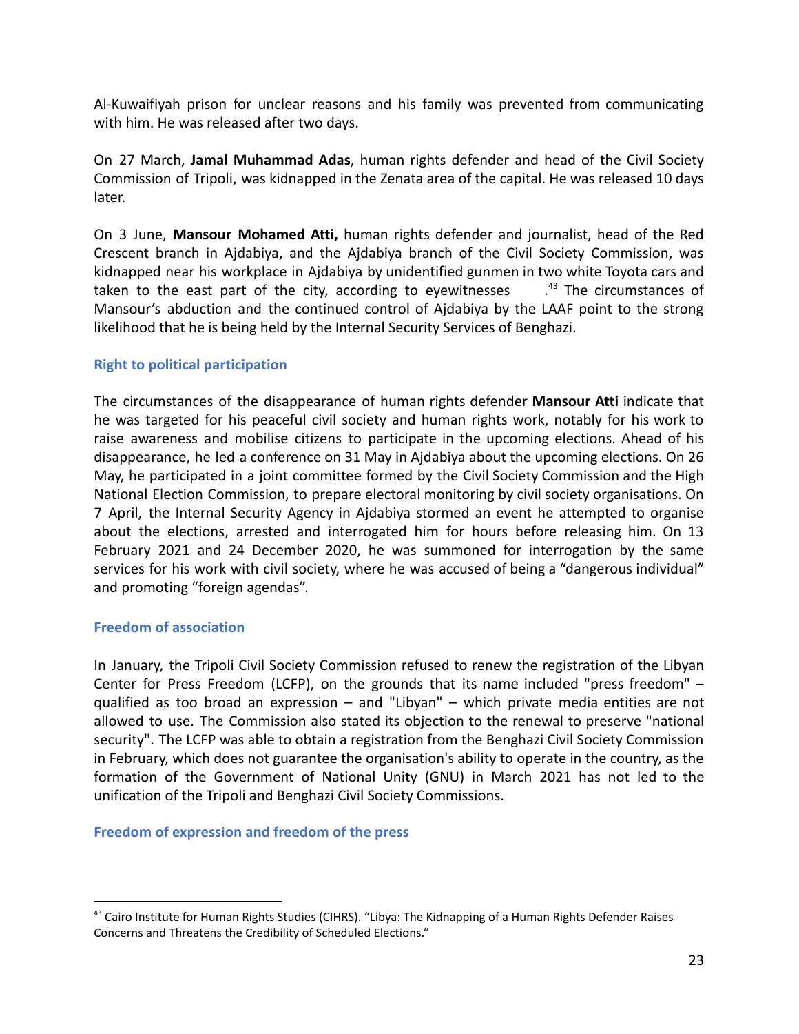Al-Kuwaifiyah prison for unclear reasons and his family was prevented from communicating with him. He was released after two days.

On 27 March, **Jamal Muhammad Adas**, human rights defender and head of the Civil Society Commission of Tripoli, was kidnapped in the Zenata area of the capital. He was released 10 days later.

On 3 June, **Mansour Mohamed Atti,** human rights defender and journalist, head of the Red Crescent branch in Ajdabiya, and the Ajdabiya branch of the Civil Society Commission, was kidnapped near his workplace in Ajdabiya by unidentified gunmen in two white Toyota cars and taken to the east part of the city, according to eyewitnesses .[43] The circumstances of Mansour's abduction and the continued control of Ajdabiya by the LAAF point to the strong likelihood that he is being held by the Internal Security Services of Benghazi.

### Right to political participation

The circumstances of the disappearance of human rights defender **Mansour Atti** indicate that he was targeted for his peaceful civil society and human rights work, notably for his work to raise awareness and mobilise citizens to participate in the upcoming elections. Ahead of his disappearance, he led a conference on 31 May in Ajdabiya about the upcoming elections. On 26 May, he participated in a joint committee formed by the Civil Society Commission and the High National Election Commission, to prepare electoral monitoring by civil society organisations. On 7 April, the Internal Security Agency in Ajdabiya stormed an event he attempted to organise about the elections, arrested and interrogated him for hours before releasing him. On 13 February 2021 and 24 December 2020, he was summoned for interrogation by the same services for his work with civil society, where he was accused of being a "dangerous individual" and promoting "foreign agendas".

### Freedom of association

In January, the Tripoli Civil Society Commission refused to renew the registration of the Libyan Center for Press Freedom (LCFP), on the grounds that its name included "press freedom" – qualified as too broad an expression – and "Libyan" – which private media entities are not allowed to use. The Commission also stated its objection to the renewal to preserve "national security". The LCFP was able to obtain a registration from the Benghazi Civil Society Commission in February, which does not guarantee the organisation's ability to operate in the country, as the formation of the Government of National Unity (GNU) in March 2021 has not led to the unification of the Tripoli and Benghazi Civil Society Commissions.

### Freedom of expression and freedom of the press

---

[43] Cairo Institute for Human Rights Studies (CIHRS). "Libya: The Kidnapping of a Human Rights Defender Raises Concerns and Threatens the Credibility of Scheduled Elections."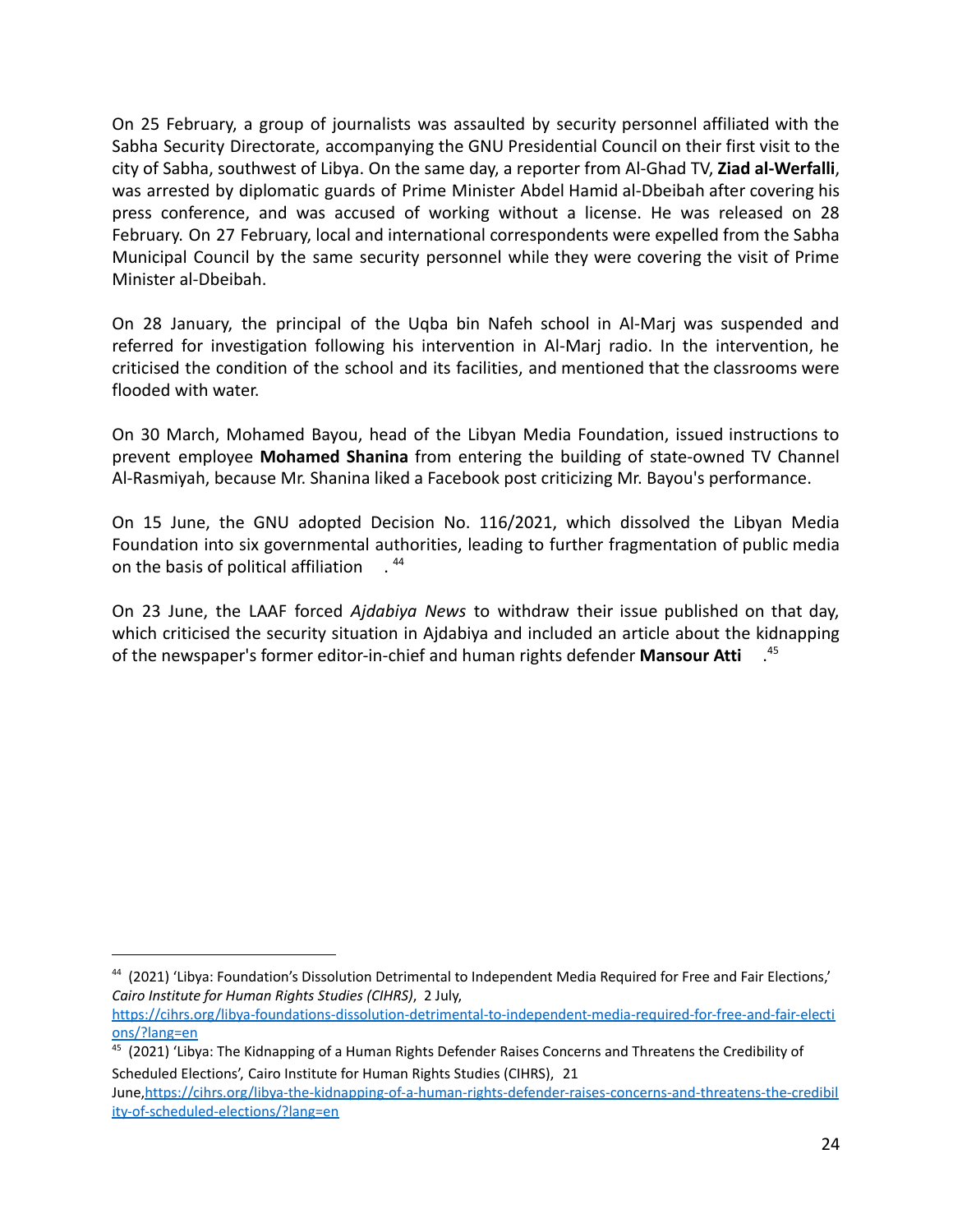On 25 February, a group of journalists was assaulted by security personnel affiliated with the Sabha Security Directorate, accompanying the GNU Presidential Council on their first visit to the city of Sabha, southwest of Libya. On the same day, a reporter from Al-Ghad TV, **Ziad al-Werfalli**, was arrested by diplomatic guards of Prime Minister Abdel Hamid al-Dbeibah after covering his press conference, and was accused of working without a license. He was released on 28 February. On 27 February, local and international correspondents were expelled from the Sabha Municipal Council by the same security personnel while they were covering the visit of Prime Minister al-Dbeibah.

On 28 January, the principal of the Uqba bin Nafeh school in Al-Marj was suspended and referred for investigation following his intervention in Al-Marj radio. In the intervention, he criticised the condition of the school and its facilities, and mentioned that the classrooms were flooded with water.

On 30 March, Mohamed Bayou, head of the Libyan Media Foundation, issued instructions to prevent employee **Mohamed Shanina** from entering the building of state-owned TV Channel Al-Rasmiyah, because Mr. Shanina liked a Facebook post criticizing Mr. Bayou's performance.

On 15 June, the GNU adopted Decision No. 116/2021, which dissolved the Libyan Media Foundation into six governmental authorities, leading to further fragmentation of public media on the basis of political affiliation.[44]

On 23 June, the LAAF forced *Ajdabiya News* to withdraw their issue published on that day, which criticised the security situation in Ajdabiya and included an article about the kidnapping of the newspaper's former editor-in-chief and human rights defender **Mansour Atti**.[45]

---

[44] (2021) 'Libya: Foundation's Dissolution Detrimental to Independent Media Required for Free and Fair Elections,' *Cairo Institute for Human Rights Studies (CIHRS)*, 2 July, https://cihrs.org/libya-foundations-dissolution-detrimental-to-independent-media-required-for-free-and-fair-elections/?lang=en

[45] (2021) 'Libya: The Kidnapping of a Human Rights Defender Raises Concerns and Threatens the Credibility of Scheduled Elections', Cairo Institute for Human Rights Studies (CIHRS), 21 June, https://cihrs.org/libya-the-kidnapping-of-a-human-rights-defender-raises-concerns-and-threatens-the-credibility-of-scheduled-elections/?lang=en